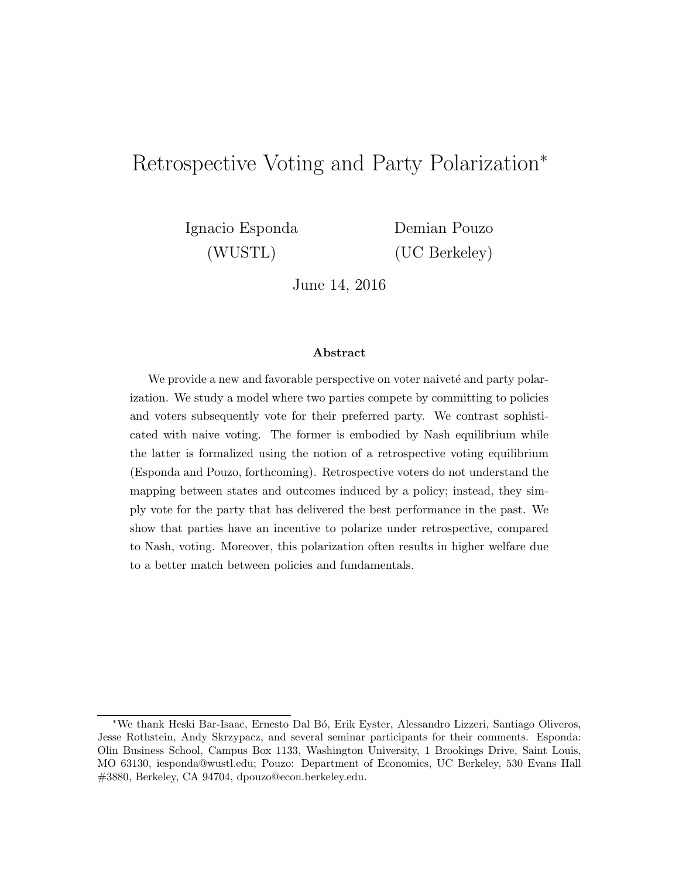# Retrospective Voting and Party Polarization*

Ignacio Esponda (WUSTL)

Demian Pouzo (UC Berkeley)

June 14, 2016

### Abstract

We provide a new and favorable perspective on voter naiveté and party polarization. We study a model where two parties compete by committing to policies and voters subsequently vote for their preferred party. We contrast sophisticated with naive voting. The former is embodied by Nash equilibrium while the latter is formalized using the notion of a retrospective voting equilibrium (Esponda and Pouzo, forthcoming). Retrospective voters do not understand the mapping between states and outcomes induced by a policy; instead, they simply vote for the party that has delivered the best performance in the past. We show that parties have an incentive to polarize under retrospective, compared to Nash, voting. Moreover, this polarization often results in higher welfare due to a better match between policies and fundamentals.

---

*We thank Heski Bar-Isaac, Ernesto Dal Bó, Erik Eyster, Alessandro Lizzeri, Santiago Oliveros, Jesse Rothstein, Andy Skrzypacz, and several seminar participants for their comments. Esponda: Olin Business School, Campus Box 1133, Washington University, 1 Brookings Drive, Saint Louis, MO 63130, iesponda@wustl.edu; Pouzo: Department of Economics, UC Berkeley, 530 Evans Hall #3880, Berkeley, CA 94704, dpouzo@econ.berkeley.edu.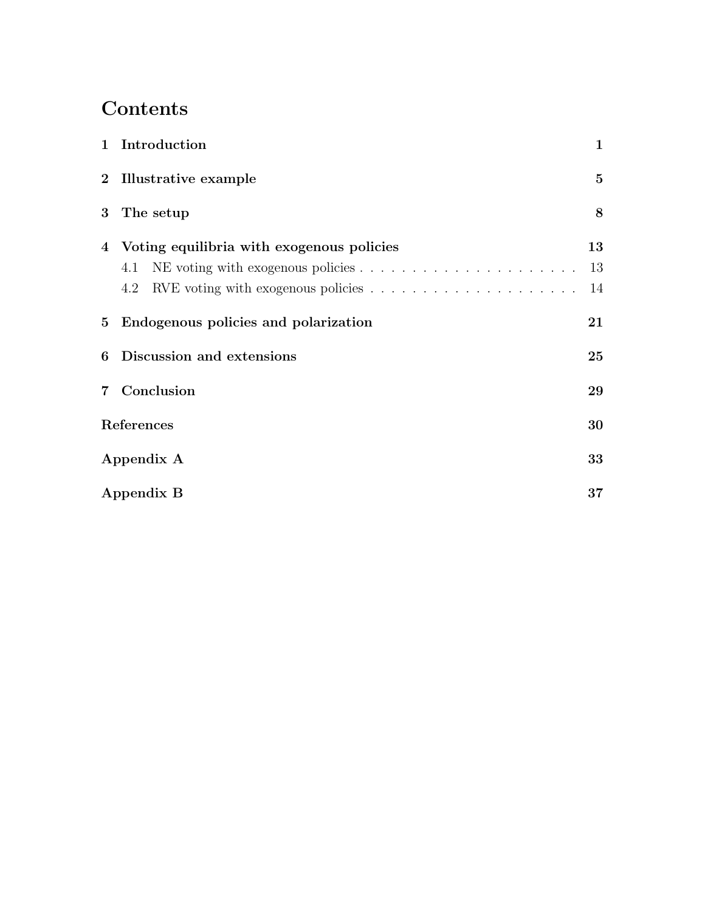# Contents

| | | |
|---|---|---|
| **1** | **Introduction** | **1** |
| **2** | **Illustrative example** | **5** |
| **3** | **The setup** | **8** |
| **4** | **Voting equilibria with exogenous policies** | **13** |
| | 4.1 NE voting with exogenous policies | 13 |
| | 4.2 RVE voting with exogenous policies | 14 |
| **5** | **Endogenous policies and polarization** | **21** |
| **6** | **Discussion and extensions** | **25** |
| **7** | **Conclusion** | **29** |
| | **References** | **30** |
| | **Appendix A** | **33** |
| | **Appendix B** | **37** |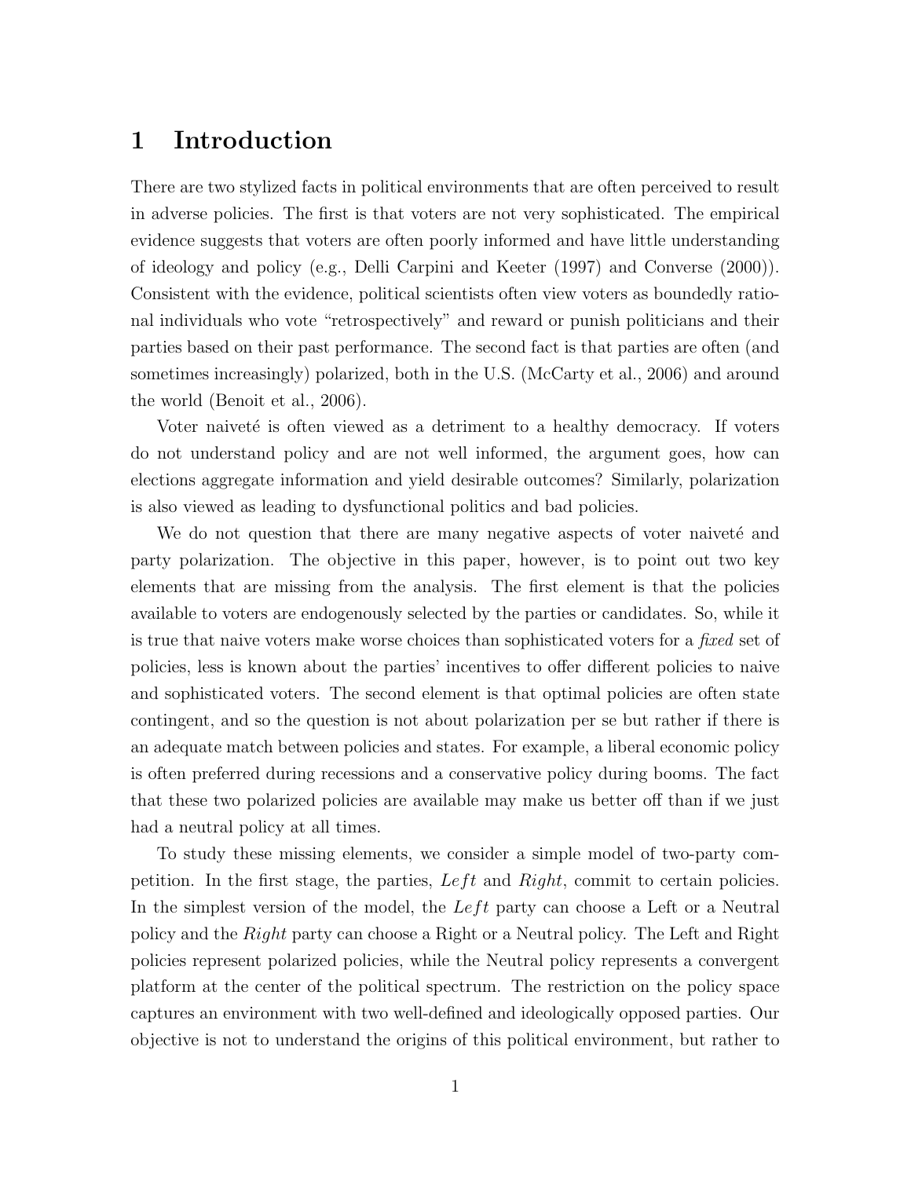# 1 Introduction

There are two stylized facts in political environments that are often perceived to result in adverse policies. The first is that voters are not very sophisticated. The empirical evidence suggests that voters are often poorly informed and have little understanding of ideology and policy (e.g., Delli Carpini and Keeter (1997) and Converse (2000)). Consistent with the evidence, political scientists often view voters as boundedly rational individuals who vote "retrospectively" and reward or punish politicians and their parties based on their past performance. The second fact is that parties are often (and sometimes increasingly) polarized, both in the U.S. (McCarty et al., 2006) and around the world (Benoit et al., 2006).

Voter naiveté is often viewed as a detriment to a healthy democracy. If voters do not understand policy and are not well informed, the argument goes, how can elections aggregate information and yield desirable outcomes? Similarly, polarization is also viewed as leading to dysfunctional politics and bad policies.

We do not question that there are many negative aspects of voter naiveté and party polarization. The objective in this paper, however, is to point out two key elements that are missing from the analysis. The first element is that the policies available to voters are endogenously selected by the parties or candidates. So, while it is true that naive voters make worse choices than sophisticated voters for a *fixed* set of policies, less is known about the parties' incentives to offer different policies to naive and sophisticated voters. The second element is that optimal policies are often state contingent, and so the question is not about polarization per se but rather if there is an adequate match between policies and states. For example, a liberal economic policy is often preferred during recessions and a conservative policy during booms. The fact that these two polarized policies are available may make us better off than if we just had a neutral policy at all times.

To study these missing elements, we consider a simple model of two-party competition. In the first stage, the parties, $Left$ and $Right$, commit to certain policies. In the simplest version of the model, the $Left$ party can choose a Left or a Neutral policy and the $Right$ party can choose a Right or a Neutral policy. The Left and Right policies represent polarized policies, while the Neutral policy represents a convergent platform at the center of the political spectrum. The restriction on the policy space captures an environment with two well-defined and ideologically opposed parties. Our objective is not to understand the origins of this political environment, but rather to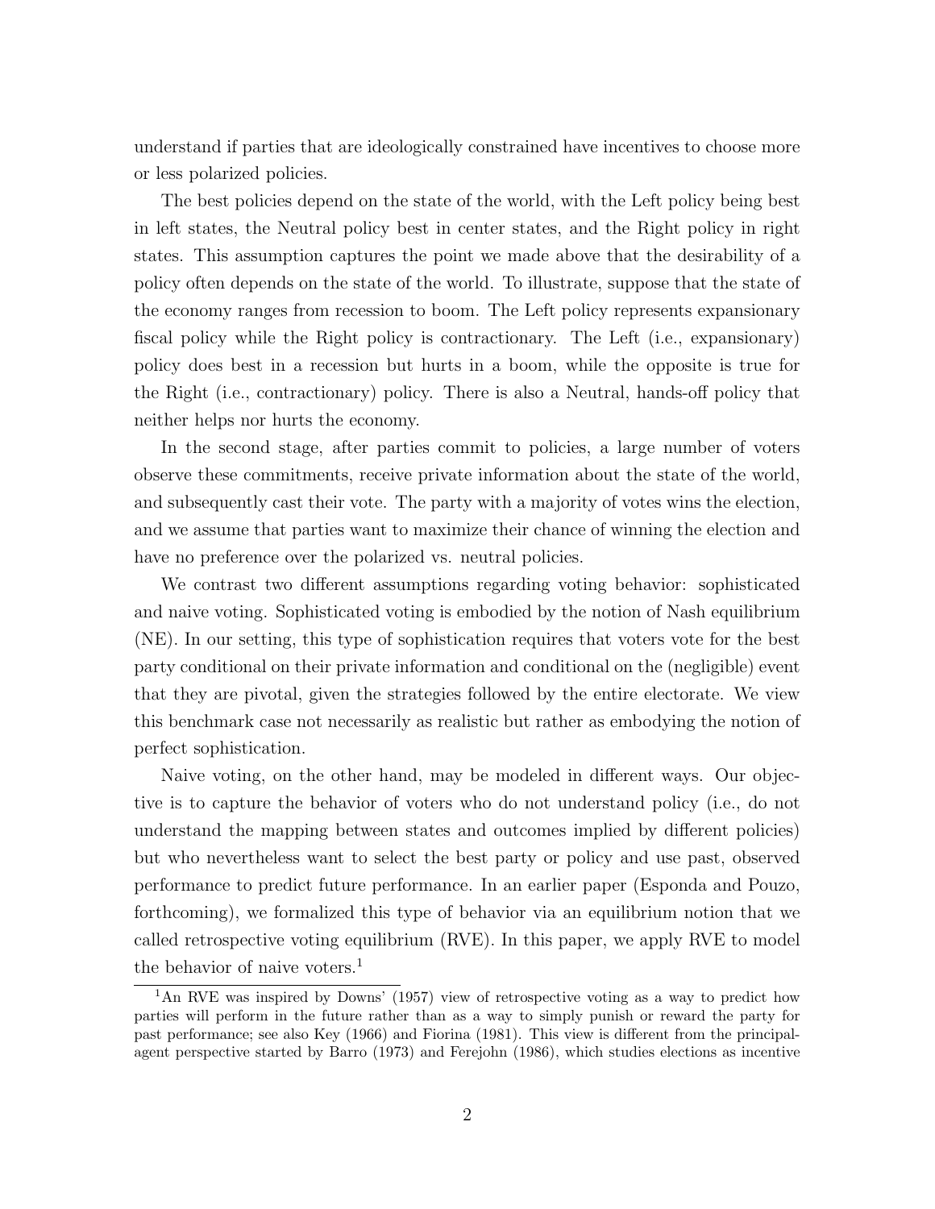understand if parties that are ideologically constrained have incentives to choose more or less polarized policies.

The best policies depend on the state of the world, with the Left policy being best in left states, the Neutral policy best in center states, and the Right policy in right states. This assumption captures the point we made above that the desirability of a policy often depends on the state of the world. To illustrate, suppose that the state of the economy ranges from recession to boom. The Left policy represents expansionary fiscal policy while the Right policy is contractionary. The Left (i.e., expansionary) policy does best in a recession but hurts in a boom, while the opposite is true for the Right (i.e., contractionary) policy. There is also a Neutral, hands-off policy that neither helps nor hurts the economy.

In the second stage, after parties commit to policies, a large number of voters observe these commitments, receive private information about the state of the world, and subsequently cast their vote. The party with a majority of votes wins the election, and we assume that parties want to maximize their chance of winning the election and have no preference over the polarized vs. neutral policies.

We contrast two different assumptions regarding voting behavior: sophisticated and naive voting. Sophisticated voting is embodied by the notion of Nash equilibrium (NE). In our setting, this type of sophistication requires that voters vote for the best party conditional on their private information and conditional on the (negligible) event that they are pivotal, given the strategies followed by the entire electorate. We view this benchmark case not necessarily as realistic but rather as embodying the notion of perfect sophistication.

Naive voting, on the other hand, may be modeled in different ways. Our objective is to capture the behavior of voters who do not understand policy (i.e., do not understand the mapping between states and outcomes implied by different policies) but who nevertheless want to select the best party or policy and use past, observed performance to predict future performance. In an earlier paper (Esponda and Pouzo, forthcoming), we formalized this type of behavior via an equilibrium notion that we called retrospective voting equilibrium (RVE). In this paper, we apply RVE to model the behavior of naive voters.[1]

[1] An RVE was inspired by Downs' (1957) view of retrospective voting as a way to predict how parties will perform in the future rather than as a way to simply punish or reward the party for past performance; see also Key (1966) and Fiorina (1981). This view is different from the principal-agent perspective started by Barro (1973) and Ferejohn (1986), which studies elections as incentive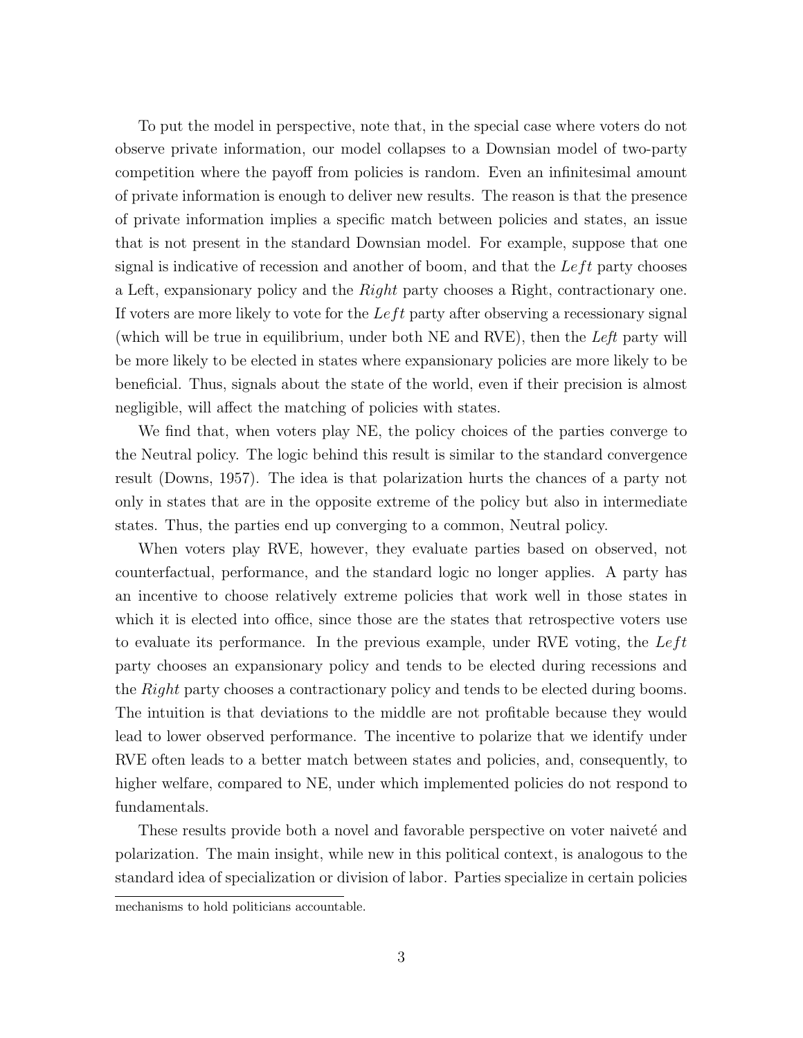To put the model in perspective, note that, in the special case where voters do not observe private information, our model collapses to a Downsian model of two-party competition where the payoff from policies is random. Even an infinitesimal amount of private information is enough to deliver new results. The reason is that the presence of private information implies a specific match between policies and states, an issue that is not present in the standard Downsian model. For example, suppose that one signal is indicative of recession and another of boom, and that the $Left$ party chooses a Left, expansionary policy and the $Right$ party chooses a Right, contractionary one. If voters are more likely to vote for the $Left$ party after observing a recessionary signal (which will be true in equilibrium, under both NE and RVE), then the *Left* party will be more likely to be elected in states where expansionary policies are more likely to be beneficial. Thus, signals about the state of the world, even if their precision is almost negligible, will affect the matching of policies with states.

We find that, when voters play NE, the policy choices of the parties converge to the Neutral policy. The logic behind this result is similar to the standard convergence result (Downs, 1957). The idea is that polarization hurts the chances of a party not only in states that are in the opposite extreme of the policy but also in intermediate states. Thus, the parties end up converging to a common, Neutral policy.

When voters play RVE, however, they evaluate parties based on observed, not counterfactual, performance, and the standard logic no longer applies. A party has an incentive to choose relatively extreme policies that work well in those states in which it is elected into office, since those are the states that retrospective voters use to evaluate its performance. In the previous example, under RVE voting, the $Left$ party chooses an expansionary policy and tends to be elected during recessions and the *Right* party chooses a contractionary policy and tends to be elected during booms. The intuition is that deviations to the middle are not profitable because they would lead to lower observed performance. The incentive to polarize that we identify under RVE often leads to a better match between states and policies, and, consequently, to higher welfare, compared to NE, under which implemented policies do not respond to fundamentals.

These results provide both a novel and favorable perspective on voter naiveté and polarization. The main insight, while new in this political context, is analogous to the standard idea of specialization or division of labor. Parties specialize in certain policies

mechanisms to hold politicians accountable.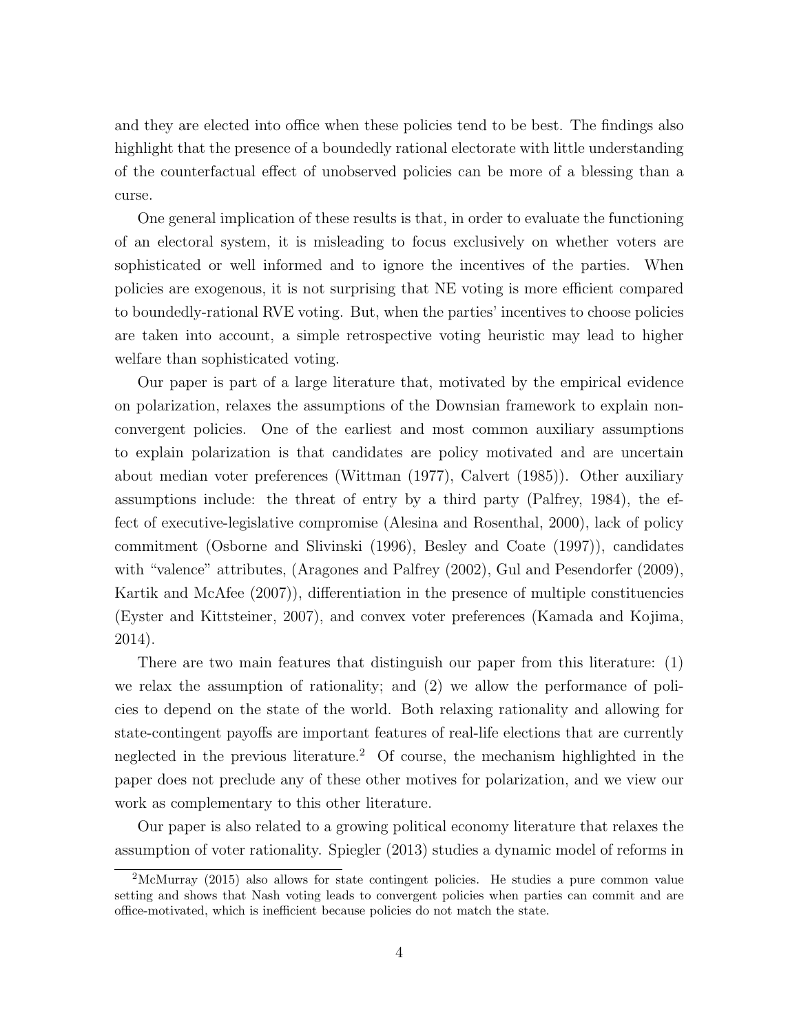and they are elected into office when these policies tend to be best. The findings also highlight that the presence of a boundedly rational electorate with little understanding of the counterfactual effect of unobserved policies can be more of a blessing than a curse.

One general implication of these results is that, in order to evaluate the functioning of an electoral system, it is misleading to focus exclusively on whether voters are sophisticated or well informed and to ignore the incentives of the parties. When policies are exogenous, it is not surprising that NE voting is more efficient compared to boundedly-rational RVE voting. But, when the parties' incentives to choose policies are taken into account, a simple retrospective voting heuristic may lead to higher welfare than sophisticated voting.

Our paper is part of a large literature that, motivated by the empirical evidence on polarization, relaxes the assumptions of the Downsian framework to explain nonconvergent policies. One of the earliest and most common auxiliary assumptions to explain polarization is that candidates are policy motivated and are uncertain about median voter preferences (Wittman (1977), Calvert (1985)). Other auxiliary assumptions include: the threat of entry by a third party (Palfrey, 1984), the effect of executive-legislative compromise (Alesina and Rosenthal, 2000), lack of policy commitment (Osborne and Slivinski (1996), Besley and Coate (1997)), candidates with "valence" attributes, (Aragones and Palfrey (2002), Gul and Pesendorfer (2009), Kartik and McAfee (2007)), differentiation in the presence of multiple constituencies (Eyster and Kittsteiner, 2007), and convex voter preferences (Kamada and Kojima, 2014).

There are two main features that distinguish our paper from this literature: (1) we relax the assumption of rationality; and (2) we allow the performance of policies to depend on the state of the world. Both relaxing rationality and allowing for state-contingent payoffs are important features of real-life elections that are currently neglected in the previous literature.[2] Of course, the mechanism highlighted in the paper does not preclude any of these other motives for polarization, and we view our work as complementary to this other literature.

Our paper is also related to a growing political economy literature that relaxes the assumption of voter rationality. Spiegler (2013) studies a dynamic model of reforms in

[2] McMurray (2015) also allows for state contingent policies. He studies a pure common value setting and shows that Nash voting leads to convergent policies when parties can commit and are office-motivated, which is inefficient because policies do not match the state.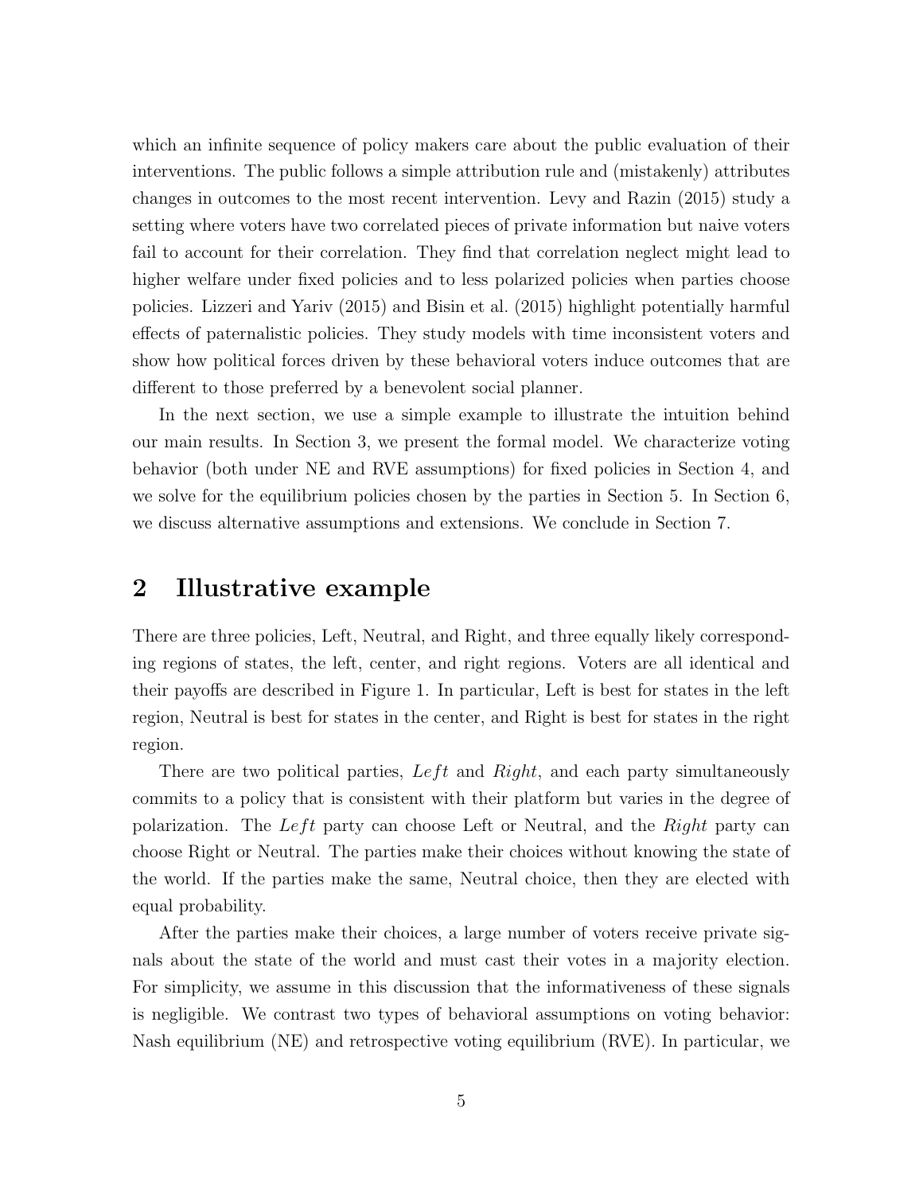which an infinite sequence of policy makers care about the public evaluation of their interventions. The public follows a simple attribution rule and (mistakenly) attributes changes in outcomes to the most recent intervention. Levy and Razin (2015) study a setting where voters have two correlated pieces of private information but naive voters fail to account for their correlation. They find that correlation neglect might lead to higher welfare under fixed policies and to less polarized policies when parties choose policies. Lizzeri and Yariv (2015) and Bisin et al. (2015) highlight potentially harmful effects of paternalistic policies. They study models with time inconsistent voters and show how political forces driven by these behavioral voters induce outcomes that are different to those preferred by a benevolent social planner.

In the next section, we use a simple example to illustrate the intuition behind our main results. In Section 3, we present the formal model. We characterize voting behavior (both under NE and RVE assumptions) for fixed policies in Section 4, and we solve for the equilibrium policies chosen by the parties in Section 5. In Section 6, we discuss alternative assumptions and extensions. We conclude in Section 7.

# 2 Illustrative example

There are three policies, Left, Neutral, and Right, and three equally likely corresponding regions of states, the left, center, and right regions. Voters are all identical and their payoffs are described in Figure 1. In particular, Left is best for states in the left region, Neutral is best for states in the center, and Right is best for states in the right region.

There are two political parties, *Left* and *Right*, and each party simultaneously commits to a policy that is consistent with their platform but varies in the degree of polarization. The *Left* party can choose Left or Neutral, and the *Right* party can choose Right or Neutral. The parties make their choices without knowing the state of the world. If the parties make the same, Neutral choice, then they are elected with equal probability.

After the parties make their choices, a large number of voters receive private signals about the state of the world and must cast their votes in a majority election. For simplicity, we assume in this discussion that the informativeness of these signals is negligible. We contrast two types of behavioral assumptions on voting behavior: Nash equilibrium (NE) and retrospective voting equilibrium (RVE). In particular, we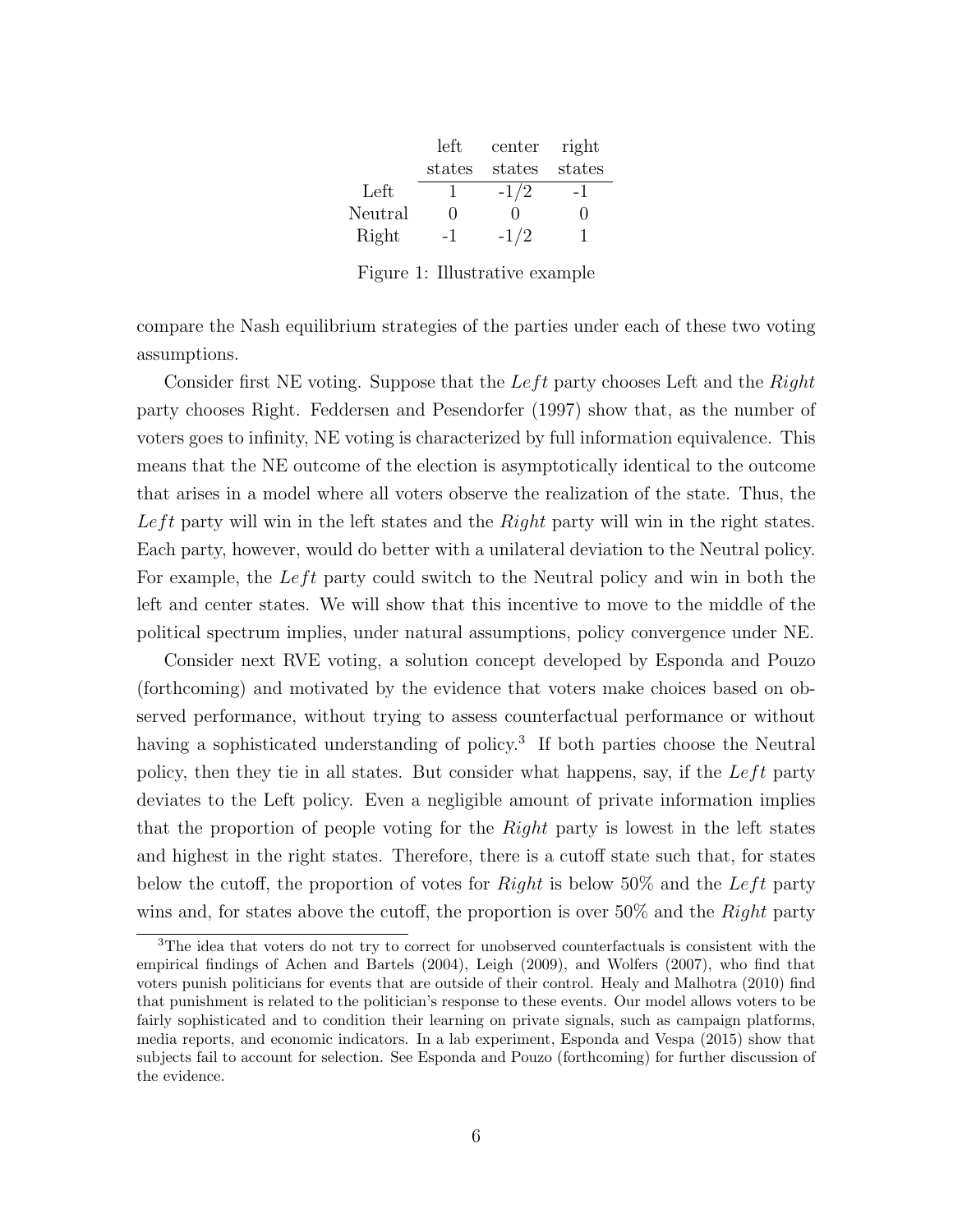| | left states | center states | right states |
|---|---|---|---|
| Left | 1 | -1/2 | -1 |
| Neutral | 0 | 0 | 0 |
| Right | -1 | -1/2 | 1 |

Figure 1: Illustrative example

compare the Nash equilibrium strategies of the parties under each of these two voting assumptions.

Consider first NE voting. Suppose that the *Left* party chooses Left and the *Right* party chooses Right. Feddersen and Pesendorfer (1997) show that, as the number of voters goes to infinity, NE voting is characterized by full information equivalence. This means that the NE outcome of the election is asymptotically identical to the outcome that arises in a model where all voters observe the realization of the state. Thus, the *Left* party will win in the left states and the *Right* party will win in the right states. Each party, however, would do better with a unilateral deviation to the Neutral policy. For example, the *Left* party could switch to the Neutral policy and win in both the left and center states. We will show that this incentive to move to the middle of the political spectrum implies, under natural assumptions, policy convergence under NE.

Consider next RVE voting, a solution concept developed by Esponda and Pouzo (forthcoming) and motivated by the evidence that voters make choices based on observed performance, without trying to assess counterfactual performance or without having a sophisticated understanding of policy.[3] If both parties choose the Neutral policy, then they tie in all states. But consider what happens, say, if the *Left* party deviates to the Left policy. Even a negligible amount of private information implies that the proportion of people voting for the *Right* party is lowest in the left states and highest in the right states. Therefore, there is a cutoff state such that, for states below the cutoff, the proportion of votes for *Right* is below 50% and the *Left* party wins and, for states above the cutoff, the proportion is over 50% and the *Right* party

[3]The idea that voters do not try to correct for unobserved counterfactuals is consistent with the empirical findings of Achen and Bartels (2004), Leigh (2009), and Wolfers (2007), who find that voters punish politicians for events that are outside of their control. Healy and Malhotra (2010) find that punishment is related to the politician's response to these events. Our model allows voters to be fairly sophisticated and to condition their learning on private signals, such as campaign platforms, media reports, and economic indicators. In a lab experiment, Esponda and Vespa (2015) show that subjects fail to account for selection. See Esponda and Pouzo (forthcoming) for further discussion of the evidence.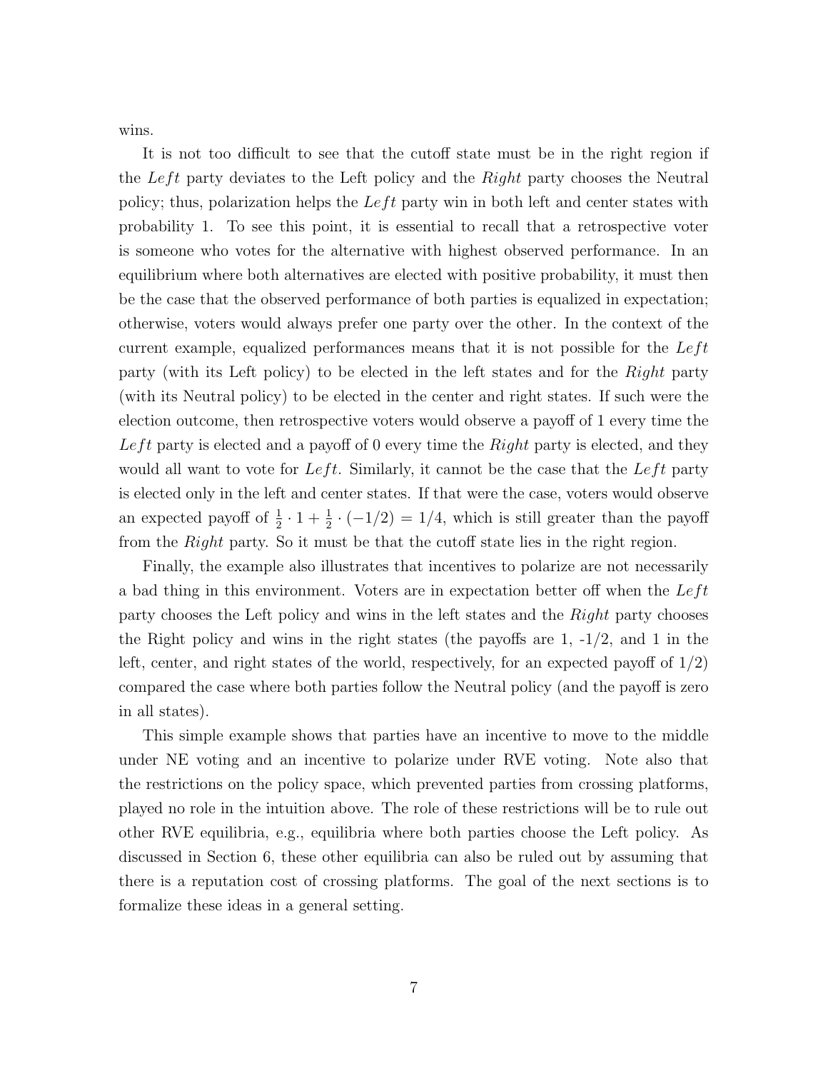wins.

It is not too difficult to see that the cutoff state must be in the right region if the $Left$ party deviates to the Left policy and the $Right$ party chooses the Neutral policy; thus, polarization helps the $Left$ party win in both left and center states with probability 1. To see this point, it is essential to recall that a retrospective voter is someone who votes for the alternative with highest observed performance. In an equilibrium where both alternatives are elected with positive probability, it must then be the case that the observed performance of both parties is equalized in expectation; otherwise, voters would always prefer one party over the other. In the context of the current example, equalized performances means that it is not possible for the $Left$ party (with its Left policy) to be elected in the left states and for the $Right$ party (with its Neutral policy) to be elected in the center and right states. If such were the election outcome, then retrospective voters would observe a payoff of 1 every time the $Left$ party is elected and a payoff of 0 every time the $Right$ party is elected, and they would all want to vote for $Left$. Similarly, it cannot be the case that the $Left$ party is elected only in the left and center states. If that were the case, voters would observe an expected payoff of $\frac{1}{2} \cdot 1 + \frac{1}{2} \cdot (-1/2) = 1/4$, which is still greater than the payoff from the $Right$ party. So it must be that the cutoff state lies in the right region.

Finally, the example also illustrates that incentives to polarize are not necessarily a bad thing in this environment. Voters are in expectation better off when the $Left$ party chooses the Left policy and wins in the left states and the $Right$ party chooses the Right policy and wins in the right states (the payoffs are 1, -1/2, and 1 in the left, center, and right states of the world, respectively, for an expected payoff of 1/2) compared the case where both parties follow the Neutral policy (and the payoff is zero in all states).

This simple example shows that parties have an incentive to move to the middle under NE voting and an incentive to polarize under RVE voting. Note also that the restrictions on the policy space, which prevented parties from crossing platforms, played no role in the intuition above. The role of these restrictions will be to rule out other RVE equilibria, e.g., equilibria where both parties choose the Left policy. As discussed in Section 6, these other equilibria can also be ruled out by assuming that there is a reputation cost of crossing platforms. The goal of the next sections is to formalize these ideas in a general setting.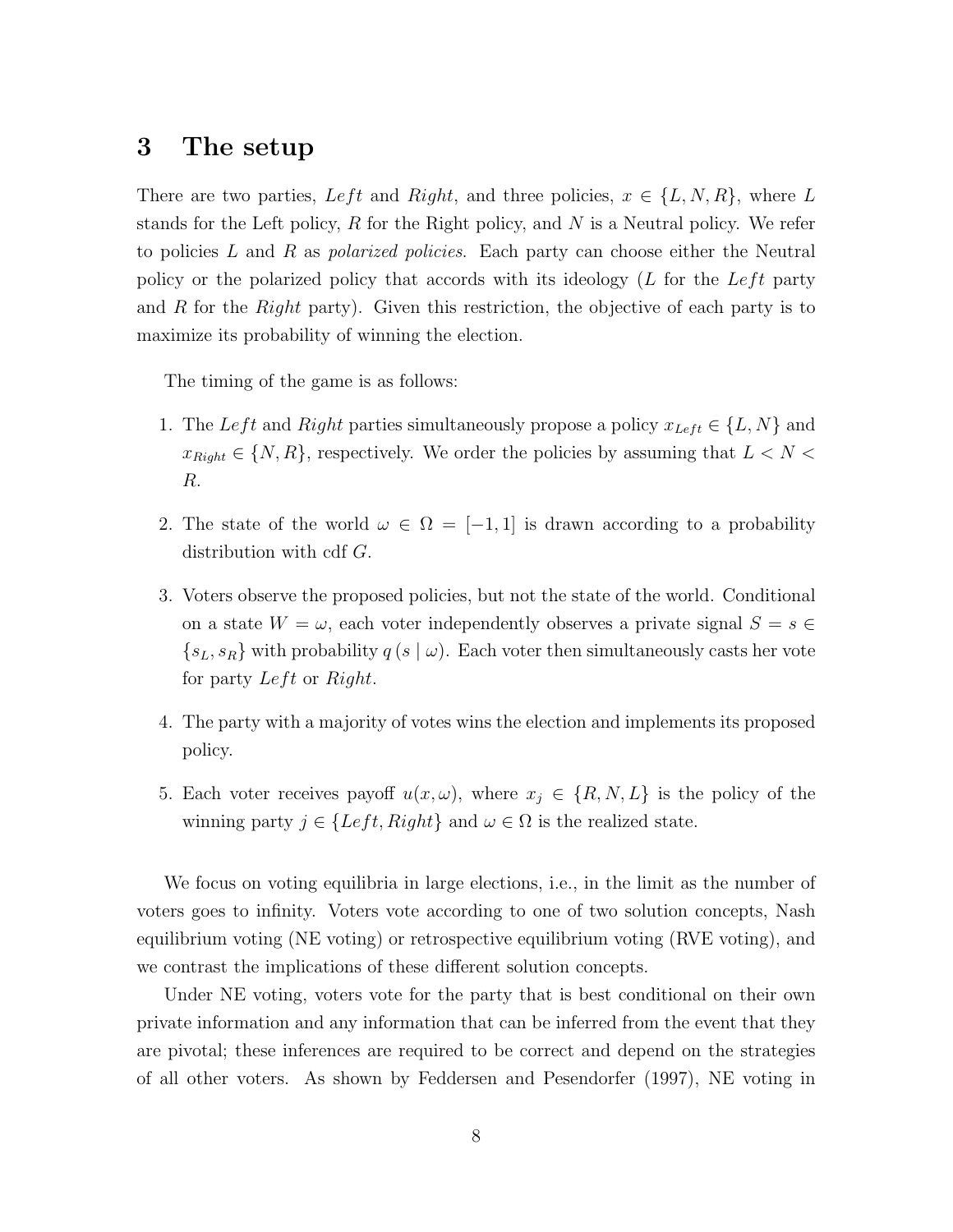# 3 The setup

There are two parties, *Left* and *Right*, and three policies, $x \in \{L, N, R\}$, where $L$ stands for the Left policy, $R$ for the Right policy, and $N$ is a Neutral policy. We refer to policies $L$ and $R$ as *polarized policies*. Each party can choose either the Neutral policy or the polarized policy that accords with its ideology ($L$ for the *Left* party and $R$ for the *Right* party). Given this restriction, the objective of each party is to maximize its probability of winning the election.

The timing of the game is as follows:

1. The *Left* and *Right* parties simultaneously propose a policy $x_{Left} \in \{L, N\}$ and $x_{Right} \in \{N, R\}$, respectively. We order the policies by assuming that $L < N < R$.

2. The state of the world $\omega \in \Omega = [-1, 1]$ is drawn according to a probability distribution with cdf $G$.

3. Voters observe the proposed policies, but not the state of the world. Conditional on a state $W = \omega$, each voter independently observes a private signal $S = s \in \{s_L, s_R\}$ with probability $q(s \mid \omega)$. Each voter then simultaneously casts her vote for party *Left* or *Right*.

4. The party with a majority of votes wins the election and implements its proposed policy.

5. Each voter receives payoff $u(x, \omega)$, where $x_j \in \{R, N, L\}$ is the policy of the winning party $j \in \{Left, Right\}$ and $\omega \in \Omega$ is the realized state.

We focus on voting equilibria in large elections, i.e., in the limit as the number of voters goes to infinity. Voters vote according to one of two solution concepts, Nash equilibrium voting (NE voting) or retrospective equilibrium voting (RVE voting), and we contrast the implications of these different solution concepts.

Under NE voting, voters vote for the party that is best conditional on their own private information and any information that can be inferred from the event that they are pivotal; these inferences are required to be correct and depend on the strategies of all other voters. As shown by Feddersen and Pesendorfer (1997), NE voting in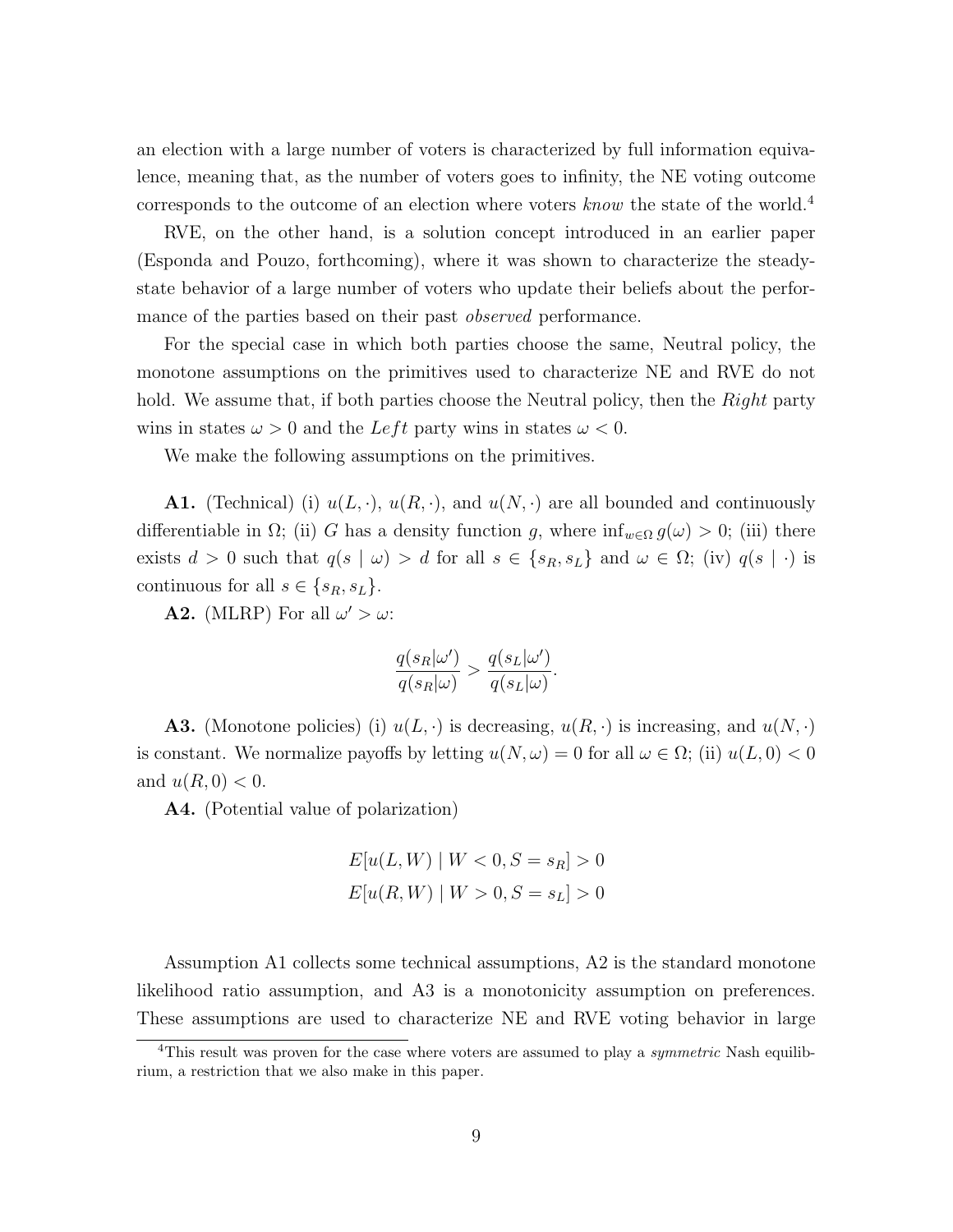an election with a large number of voters is characterized by full information equivalence, meaning that, as the number of voters goes to infinity, the NE voting outcome corresponds to the outcome of an election where voters *know* the state of the world.[4]

RVE, on the other hand, is a solution concept introduced in an earlier paper (Esponda and Pouzo, forthcoming), where it was shown to characterize the steady-state behavior of a large number of voters who update their beliefs about the performance of the parties based on their past *observed* performance.

For the special case in which both parties choose the same, Neutral policy, the monotone assumptions on the primitives used to characterize NE and RVE do not hold. We assume that, if both parties choose the Neutral policy, then the $Right$ party wins in states $\omega > 0$ and the $Left$ party wins in states $\omega < 0$.

We make the following assumptions on the primitives.

**A1.** (Technical) (i) $u(L, \cdot)$, $u(R, \cdot)$, and $u(N, \cdot)$ are all bounded and continuously differentiable in $\Omega$; (ii) $G$ has a density function $g$, where $\inf_{w \in \Omega} g(\omega) > 0$; (iii) there exists $d > 0$ such that $q(s \mid \omega) > d$ for all $s \in \{s_R, s_L\}$ and $\omega \in \Omega$; (iv) $q(s \mid \cdot)$ is continuous for all $s \in \{s_R, s_L\}$.

**A2.** (MLRP) For all $\omega' > \omega$:

$$\frac{q(s_R|\omega')}{q(s_R|\omega)} > \frac{q(s_L|\omega')}{q(s_L|\omega)}.$$

**A3.** (Monotone policies) (i) $u(L, \cdot)$ is decreasing, $u(R, \cdot)$ is increasing, and $u(N, \cdot)$ is constant. We normalize payoffs by letting $u(N, \omega) = 0$ for all $\omega \in \Omega$; (ii) $u(L, 0) < 0$ and $u(R, 0) < 0$.

**A4.** (Potential value of polarization)

$$E[u(L, W) \mid W < 0, S = s_R] > 0$$
$$E[u(R, W) \mid W > 0, S = s_L] > 0$$

Assumption A1 collects some technical assumptions, A2 is the standard monotone likelihood ratio assumption, and A3 is a monotonicity assumption on preferences. These assumptions are used to characterize NE and RVE voting behavior in large

[4]This result was proven for the case where voters are assumed to play a *symmetric* Nash equilibrium, a restriction that we also make in this paper.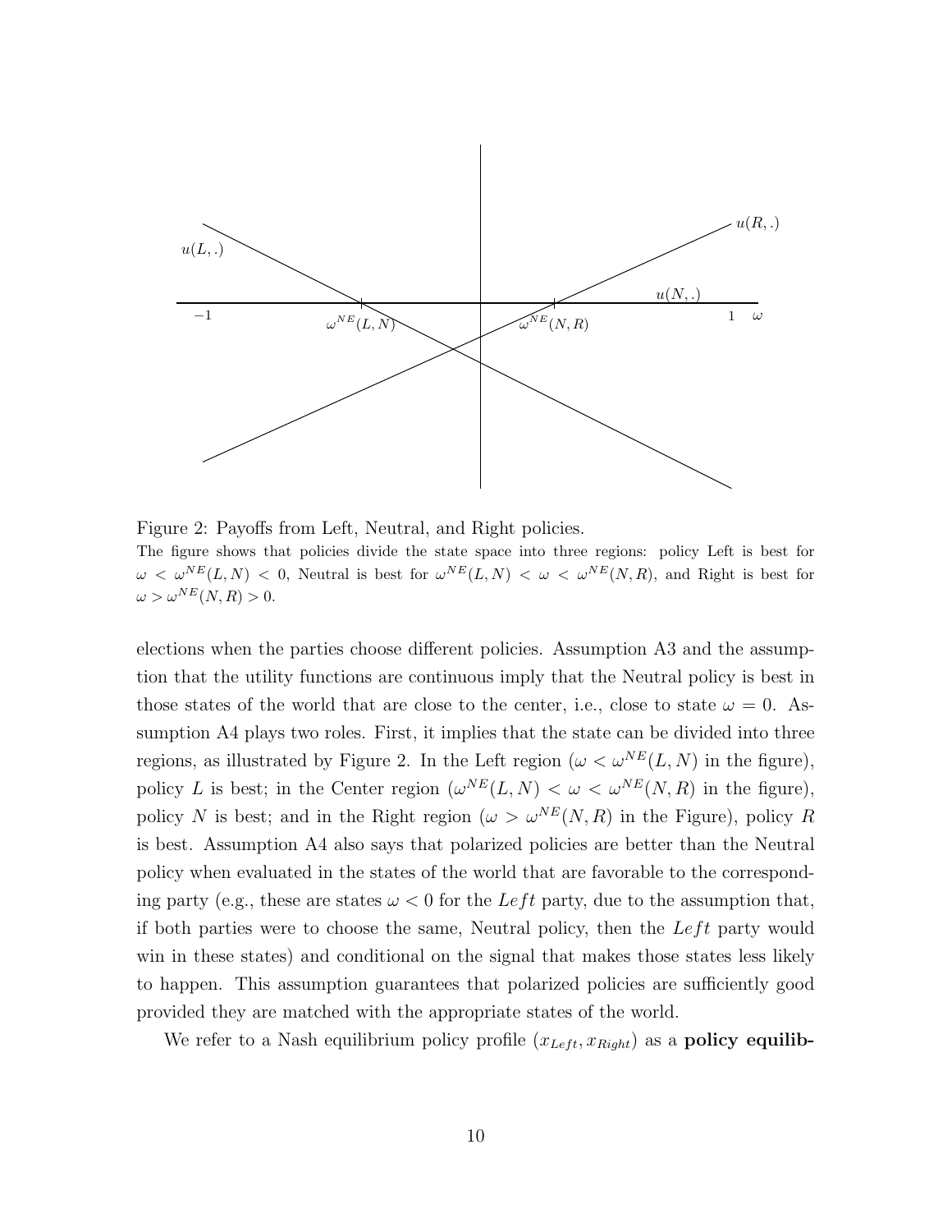Figure 2: Payoffs from Left, Neutral, and Right policies.

The figure shows that policies divide the state space into three regions: policy Left is best for $\omega < \omega^{NE}(L, N) < 0$, Neutral is best for $\omega^{NE}(L, N) < \omega < \omega^{NE}(N, R)$, and Right is best for $\omega > \omega^{NE}(N, R) > 0$.

elections when the parties choose different policies. Assumption A3 and the assumption that the utility functions are continuous imply that the Neutral policy is best in those states of the world that are close to the center, i.e., close to state $\omega = 0$. Assumption A4 plays two roles. First, it implies that the state can be divided into three regions, as illustrated by Figure 2. In the Left region ($\omega < \omega^{NE}(L, N)$ in the figure), policy $L$ is best; in the Center region ($\omega^{NE}(L, N) < \omega < \omega^{NE}(N, R)$ in the figure), policy $N$ is best; and in the Right region ($\omega > \omega^{NE}(N, R)$ in the Figure), policy $R$ is best. Assumption A4 also says that polarized policies are better than the Neutral policy when evaluated in the states of the world that are favorable to the corresponding party (e.g., these are states $\omega < 0$ for the $Left$ party, due to the assumption that, if both parties were to choose the same, Neutral policy, then the $Left$ party would win in these states) and conditional on the signal that makes those states less likely to happen. This assumption guarantees that polarized policies are sufficiently good provided they are matched with the appropriate states of the world.

We refer to a Nash equilibrium policy profile $(x_{Left}, x_{Right})$ as a **policy equilib-**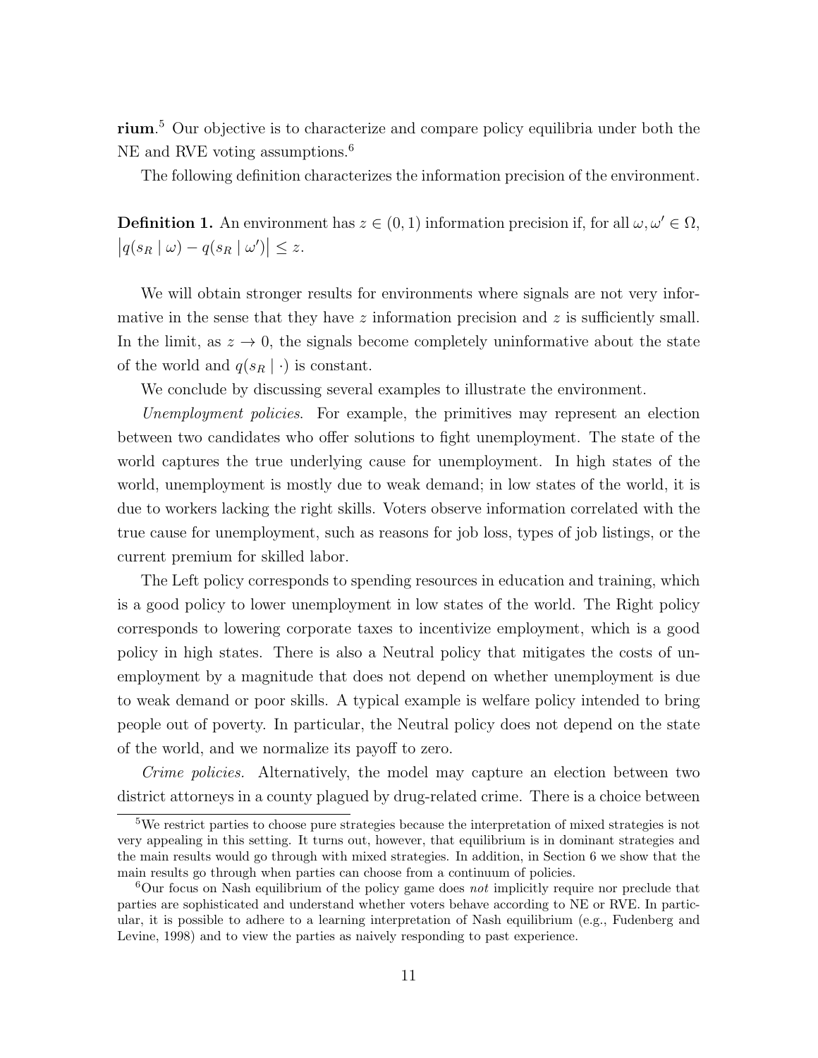**rium**.[5] Our objective is to characterize and compare policy equilibria under both the NE and RVE voting assumptions.[6]

The following definition characterizes the information precision of the environment.

**Definition 1.** An environment has $z \in (0, 1)$ information precision if, for all $\omega, \omega' \in \Omega$, $\left|q(s_R \mid \omega) - q(s_R \mid \omega')\right| \leq z$.

We will obtain stronger results for environments where signals are not very informative in the sense that they have $z$ information precision and $z$ is sufficiently small. In the limit, as $z \to 0$, the signals become completely uninformative about the state of the world and $q(s_R \mid \cdot)$ is constant.

We conclude by discussing several examples to illustrate the environment.

*Unemployment policies*. For example, the primitives may represent an election between two candidates who offer solutions to fight unemployment. The state of the world captures the true underlying cause for unemployment. In high states of the world, unemployment is mostly due to weak demand; in low states of the world, it is due to workers lacking the right skills. Voters observe information correlated with the true cause for unemployment, such as reasons for job loss, types of job listings, or the current premium for skilled labor.

The Left policy corresponds to spending resources in education and training, which is a good policy to lower unemployment in low states of the world. The Right policy corresponds to lowering corporate taxes to incentivize employment, which is a good policy in high states. There is also a Neutral policy that mitigates the costs of unemployment by a magnitude that does not depend on whether unemployment is due to weak demand or poor skills. A typical example is welfare policy intended to bring people out of poverty. In particular, the Neutral policy does not depend on the state of the world, and we normalize its payoff to zero.

*Crime policies.* Alternatively, the model may capture an election between two district attorneys in a county plagued by drug-related crime. There is a choice between

[5] We restrict parties to choose pure strategies because the interpretation of mixed strategies is not very appealing in this setting. It turns out, however, that equilibrium is in dominant strategies and the main results would go through with mixed strategies. In addition, in Section 6 we show that the main results go through when parties can choose from a continuum of policies.

[6] Our focus on Nash equilibrium of the policy game does *not* implicitly require nor preclude that parties are sophisticated and understand whether voters behave according to NE or RVE. In particular, it is possible to adhere to a learning interpretation of Nash equilibrium (e.g., Fudenberg and Levine, 1998) and to view the parties as naively responding to past experience.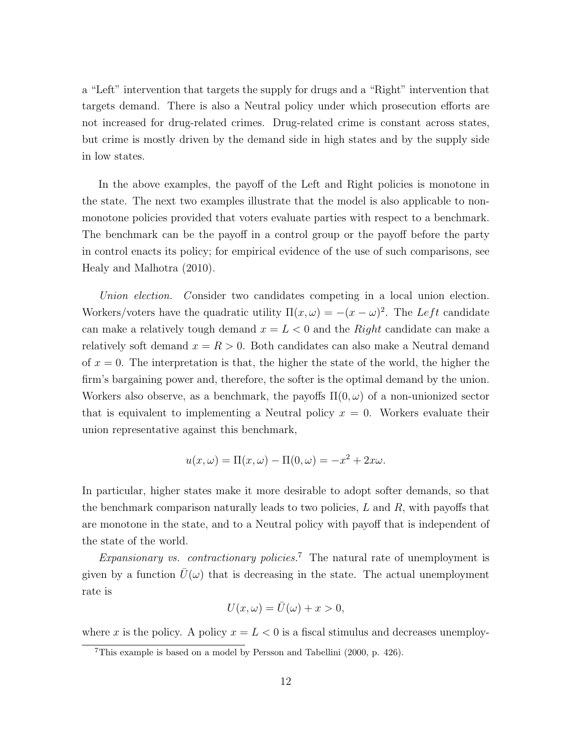a "Left" intervention that targets the supply for drugs and a "Right" intervention that targets demand. There is also a Neutral policy under which prosecution efforts are not increased for drug-related crimes. Drug-related crime is constant across states, but crime is mostly driven by the demand side in high states and by the supply side in low states.

In the above examples, the payoff of the Left and Right policies is monotone in the state. The next two examples illustrate that the model is also applicable to non-monotone policies provided that voters evaluate parties with respect to a benchmark. The benchmark can be the payoff in a control group or the payoff before the party in control enacts its policy; for empirical evidence of the use of such comparisons, see Healy and Malhotra (2010).

*Union election.* Consider two candidates competing in a local union election. Workers/voters have the quadratic utility $\Pi(x,\omega) = -(x-\omega)^2$. The *Left* candidate can make a relatively tough demand $x = L < 0$ and the *Right* candidate can make a relatively soft demand $x = R > 0$. Both candidates can also make a Neutral demand of $x = 0$. The interpretation is that, the higher the state of the world, the higher the firm's bargaining power and, therefore, the softer is the optimal demand by the union. Workers also observe, as a benchmark, the payoffs $\Pi(0,\omega)$ of a non-unionized sector that is equivalent to implementing a Neutral policy $x = 0$. Workers evaluate their union representative against this benchmark,

$$u(x,\omega) = \Pi(x,\omega) - \Pi(0,\omega) = -x^2 + 2x\omega.$$

In particular, higher states make it more desirable to adopt softer demands, so that the benchmark comparison naturally leads to two policies, $L$ and $R$, with payoffs that are monotone in the state, and to a Neutral policy with payoff that is independent of the state of the world.

*Expansionary vs. contractionary policies.*[7] The natural rate of unemployment is given by a function $\bar{U}(\omega)$ that is decreasing in the state. The actual unemployment rate is

$$U(x,\omega) = \bar{U}(\omega) + x > 0,$$

where $x$ is the policy. A policy $x = L < 0$ is a fiscal stimulus and decreases unemploy-

[7] This example is based on a model by Persson and Tabellini (2000, p. 426).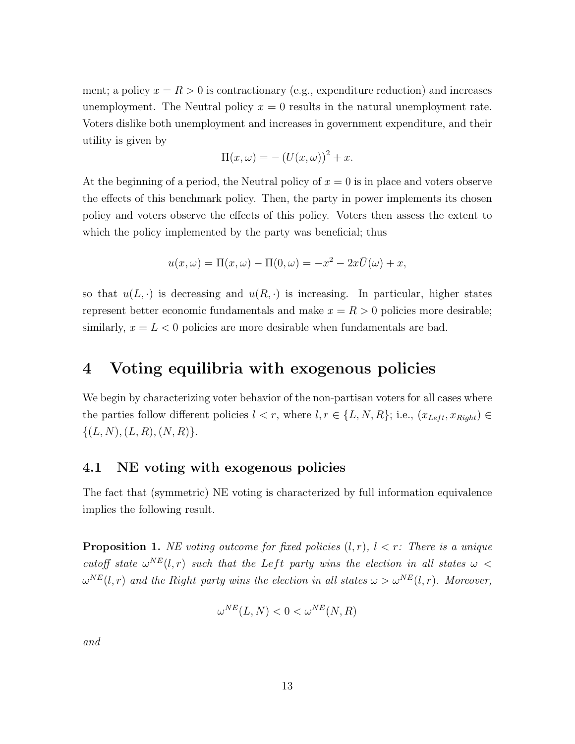ment; a policy $x = R > 0$ is contractionary (e.g., expenditure reduction) and increases unemployment. The Neutral policy $x = 0$ results in the natural unemployment rate. Voters dislike both unemployment and increases in government expenditure, and their utility is given by

$$\Pi(x, \omega) = -(U(x, \omega))^2 + x.$$

At the beginning of a period, the Neutral policy of $x = 0$ is in place and voters observe the effects of this benchmark policy. Then, the party in power implements its chosen policy and voters observe the effects of this policy. Voters then assess the extent to which the policy implemented by the party was beneficial; thus

$$u(x, \omega) = \Pi(x, \omega) - \Pi(0, \omega) = -x^2 - 2x\bar{U}(\omega) + x,$$

so that $u(L, \cdot)$ is decreasing and $u(R, \cdot)$ is increasing. In particular, higher states represent better economic fundamentals and make $x = R > 0$ policies more desirable; similarly, $x = L < 0$ policies are more desirable when fundamentals are bad.

# 4 Voting equilibria with exogenous policies

We begin by characterizing voter behavior of the non-partisan voters for all cases where the parties follow different policies $l < r$, where $l, r \in \{L, N, R\}$; i.e., $(x_{Left}, x_{Right}) \in \{(L, N), (L, R), (N, R)\}$.

## 4.1 NE voting with exogenous policies

The fact that (symmetric) NE voting is characterized by full information equivalence implies the following result.

**Proposition 1.** *NE voting outcome for fixed policies $(l, r)$, $l < r$: There is a unique cutoff state $\omega^{NE}(l, r)$ such that the $Left$ party wins the election in all states $\omega < \omega^{NE}(l, r)$ and the $Right$ party wins the election in all states $\omega > \omega^{NE}(l, r)$. Moreover,*

$$\omega^{NE}(L, N) < 0 < \omega^{NE}(N, R)$$

*and*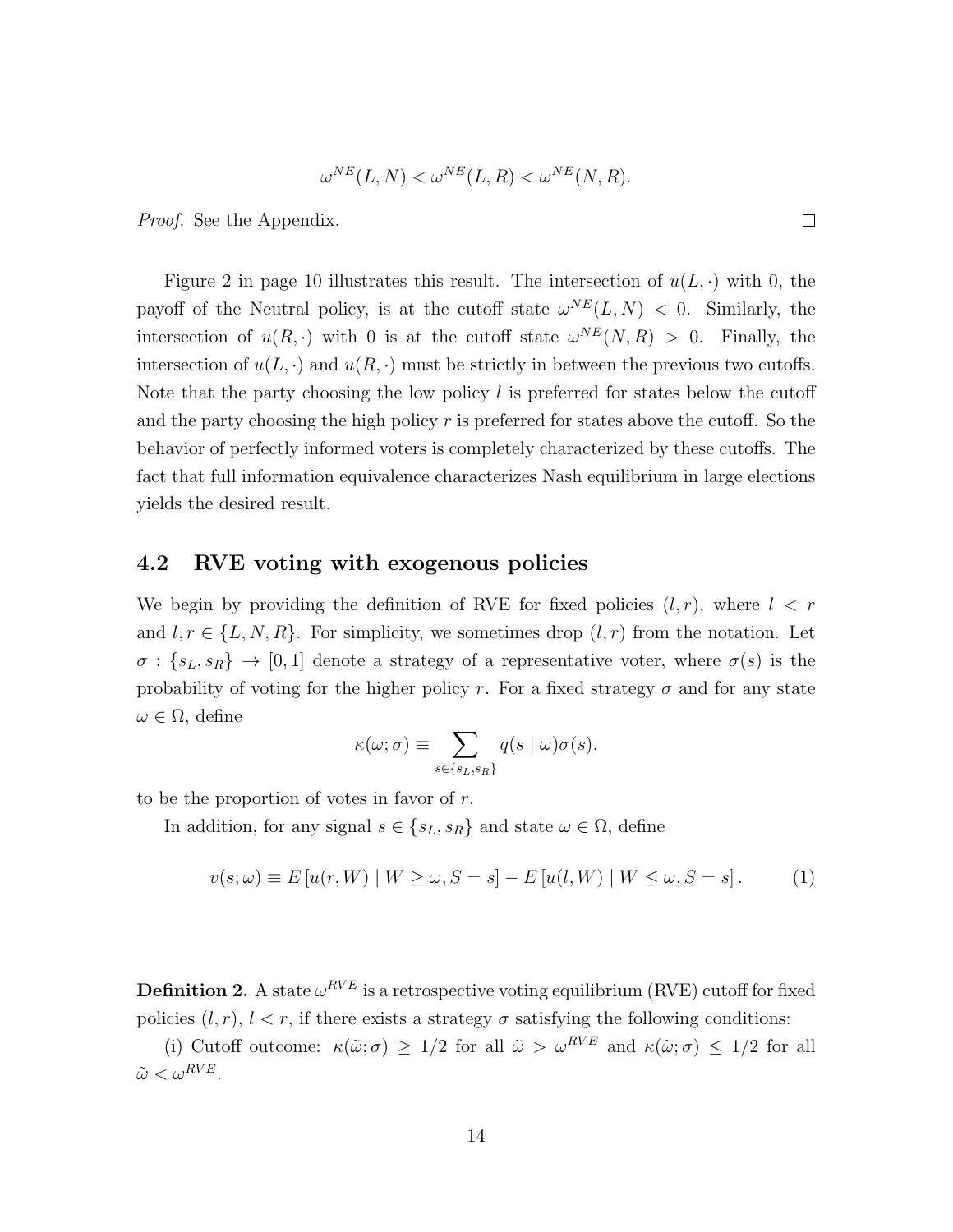$$\omega^{NE}(L, N) < \omega^{NE}(L, R) < \omega^{NE}(N, R).$$

*Proof.* See the Appendix. $\square$

Figure 2 in page 10 illustrates this result. The intersection of $u(L, \cdot)$ with 0, the payoff of the Neutral policy, is at the cutoff state $\omega^{NE}(L, N) < 0$. Similarly, the intersection of $u(R, \cdot)$ with 0 is at the cutoff state $\omega^{NE}(N, R) > 0$. Finally, the intersection of $u(L, \cdot)$ and $u(R, \cdot)$ must be strictly in between the previous two cutoffs. Note that the party choosing the low policy $l$ is preferred for states below the cutoff and the party choosing the high policy $r$ is preferred for states above the cutoff. So the behavior of perfectly informed voters is completely characterized by these cutoffs. The fact that full information equivalence characterizes Nash equilibrium in large elections yields the desired result.

## 4.2 RVE voting with exogenous policies

We begin by providing the definition of RVE for fixed policies $(l, r)$, where $l < r$ and $l, r \in \{L, N, R\}$. For simplicity, we sometimes drop $(l, r)$ from the notation. Let $\sigma : \{s_L, s_R\} \to [0, 1]$ denote a strategy of a representative voter, where $\sigma(s)$ is the probability of voting for the higher policy $r$. For a fixed strategy $\sigma$ and for any state $\omega \in \Omega$, define

$$\kappa(\omega; \sigma) \equiv \sum_{s \in \{s_L, s_R\}} q(s \mid \omega)\sigma(s).$$

to be the proportion of votes in favor of $r$.

In addition, for any signal $s \in \{s_L, s_R\}$ and state $\omega \in \Omega$, define

$$v(s; \omega) \equiv E\left[u(r, W) \mid W \geq \omega, S = s\right] - E\left[u(l, W) \mid W \leq \omega, S = s\right]. \tag{1}$$

**Definition 2.** A state $\omega^{RVE}$ is a retrospective voting equilibrium (RVE) cutoff for fixed policies $(l, r)$, $l < r$, if there exists a strategy $\sigma$ satisfying the following conditions:

(i) Cutoff outcome: $\kappa(\tilde{\omega}; \sigma) \geq 1/2$ for all $\tilde{\omega} > \omega^{RVE}$ and $\kappa(\tilde{\omega}; \sigma) \leq 1/2$ for all $\tilde{\omega} < \omega^{RVE}$.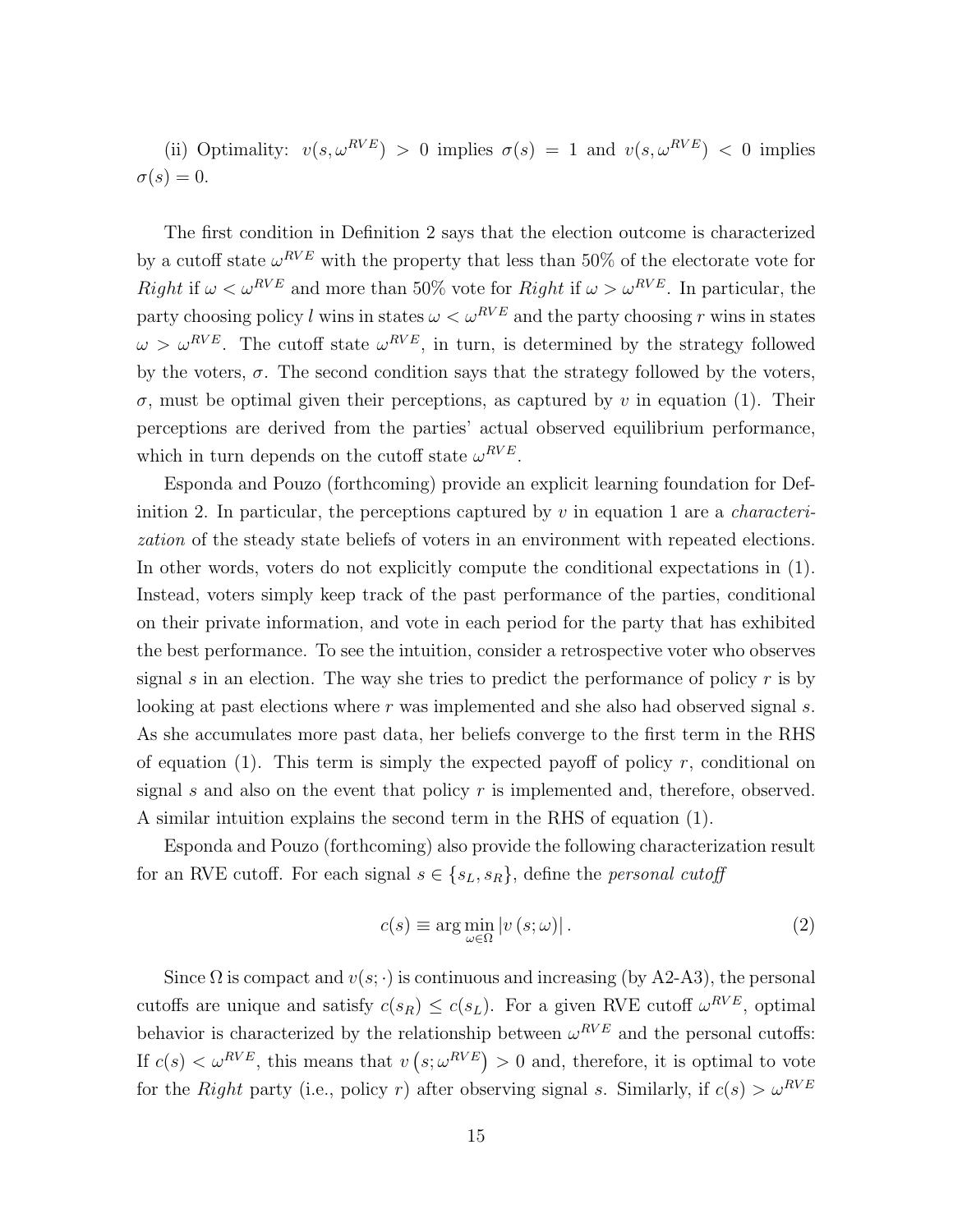(ii) Optimality: $v(s, \omega^{RVE}) > 0$ implies $\sigma(s) = 1$ and $v(s, \omega^{RVE}) < 0$ implies $\sigma(s) = 0$.

The first condition in Definition 2 says that the election outcome is characterized by a cutoff state $\omega^{RVE}$ with the property that less than 50% of the electorate vote for *Right* if $\omega < \omega^{RVE}$ and more than 50% vote for *Right* if $\omega > \omega^{RVE}$. In particular, the party choosing policy $l$ wins in states $\omega < \omega^{RVE}$ and the party choosing $r$ wins in states $\omega > \omega^{RVE}$. The cutoff state $\omega^{RVE}$, in turn, is determined by the strategy followed by the voters, $\sigma$. The second condition says that the strategy followed by the voters, $\sigma$, must be optimal given their perceptions, as captured by $v$ in equation (1). Their perceptions are derived from the parties' actual observed equilibrium performance, which in turn depends on the cutoff state $\omega^{RVE}$.

Esponda and Pouzo (forthcoming) provide an explicit learning foundation for Definition 2. In particular, the perceptions captured by $v$ in equation 1 are a *characterization* of the steady state beliefs of voters in an environment with repeated elections. In other words, voters do not explicitly compute the conditional expectations in (1). Instead, voters simply keep track of the past performance of the parties, conditional on their private information, and vote in each period for the party that has exhibited the best performance. To see the intuition, consider a retrospective voter who observes signal $s$ in an election. The way she tries to predict the performance of policy $r$ is by looking at past elections where $r$ was implemented and she also had observed signal $s$. As she accumulates more past data, her beliefs converge to the first term in the RHS of equation (1). This term is simply the expected payoff of policy $r$, conditional on signal $s$ and also on the event that policy $r$ is implemented and, therefore, observed. A similar intuition explains the second term in the RHS of equation (1).

Esponda and Pouzo (forthcoming) also provide the following characterization result for an RVE cutoff. For each signal $s \in \{s_L, s_R\}$, define the *personal cutoff*

$$c(s) \equiv \arg\min_{\omega \in \Omega} |v(s; \omega)|. \tag{2}$$

Since $\Omega$ is compact and $v(s; \cdot)$ is continuous and increasing (by A2-A3), the personal cutoffs are unique and satisfy $c(s_R) \leq c(s_L)$. For a given RVE cutoff $\omega^{RVE}$, optimal behavior is characterized by the relationship between $\omega^{RVE}$ and the personal cutoffs: If $c(s) < \omega^{RVE}$, this means that $v\left(s; \omega^{RVE}\right) > 0$ and, therefore, it is optimal to vote for the *Right* party (i.e., policy $r$) after observing signal $s$. Similarly, if $c(s) > \omega^{RVE}$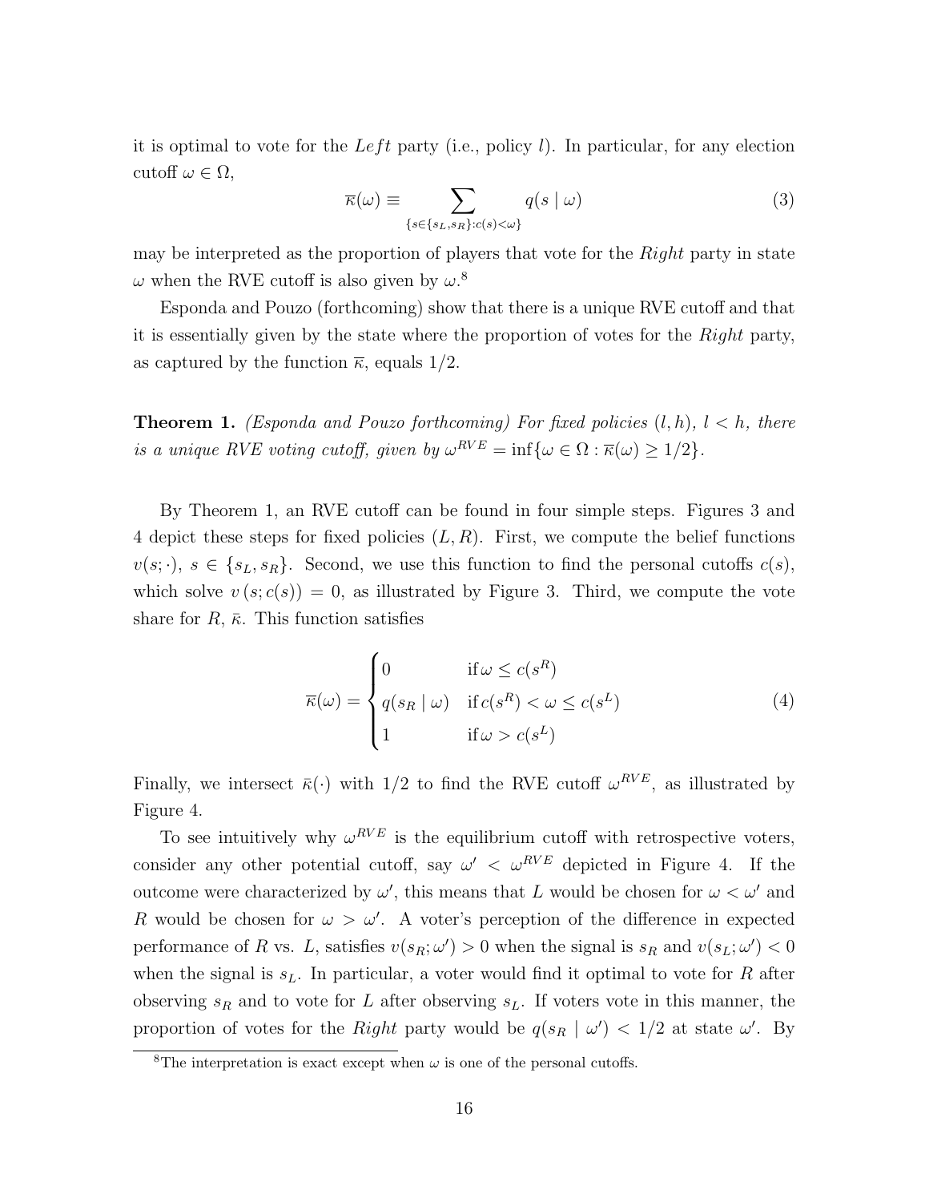it is optimal to vote for the *Left* party (i.e., policy $l$). In particular, for any election cutoff $\omega \in \Omega$,

$$\overline{\kappa}(\omega) \equiv \sum_{\{s \in \{s_L, s_R\}: c(s) < \omega\}} q(s \mid \omega) \tag{3}$$

may be interpreted as the proportion of players that vote for the *Right* party in state $\omega$ when the RVE cutoff is also given by $\omega$.[8]

Esponda and Pouzo (forthcoming) show that there is a unique RVE cutoff and that it is essentially given by the state where the proportion of votes for the *Right* party, as captured by the function $\overline{\kappa}$, equals 1/2.

**Theorem 1.** *(Esponda and Pouzo forthcoming) For fixed policies $(l, h)$, $l < h$, there is a unique RVE voting cutoff, given by $\omega^{RVE} = \inf\{\omega \in \Omega : \overline{\kappa}(\omega) \geq 1/2\}$.*

By Theorem 1, an RVE cutoff can be found in four simple steps. Figures 3 and 4 depict these steps for fixed policies $(L, R)$. First, we compute the belief functions $v(s; \cdot)$, $s \in \{s_L, s_R\}$. Second, we use this function to find the personal cutoffs $c(s)$, which solve $v(s; c(s)) = 0$, as illustrated by Figure 3. Third, we compute the vote share for $R$, $\bar{\kappa}$. This function satisfies

$$\overline{\kappa}(\omega) = \begin{cases} 0 & \text{if } \omega \leq c(s^R) \\ q(s_R \mid \omega) & \text{if } c(s^R) < \omega \leq c(s^L) \\ 1 & \text{if } \omega > c(s^L) \end{cases} \tag{4}$$

Finally, we intersect $\bar{\kappa}(\cdot)$ with 1/2 to find the RVE cutoff $\omega^{RVE}$, as illustrated by Figure 4.

To see intuitively why $\omega^{RVE}$ is the equilibrium cutoff with retrospective voters, consider any other potential cutoff, say $\omega' < \omega^{RVE}$ depicted in Figure 4. If the outcome were characterized by $\omega'$, this means that $L$ would be chosen for $\omega < \omega'$ and $R$ would be chosen for $\omega > \omega'$. A voter's perception of the difference in expected performance of $R$ vs. $L$, satisfies $v(s_R; \omega') > 0$ when the signal is $s_R$ and $v(s_L; \omega') < 0$ when the signal is $s_L$. In particular, a voter would find it optimal to vote for $R$ after observing $s_R$ and to vote for $L$ after observing $s_L$. If voters vote in this manner, the proportion of votes for the *Right* party would be $q(s_R \mid \omega') < 1/2$ at state $\omega'$. By

[8] The interpretation is exact except when $\omega$ is one of the personal cutoffs.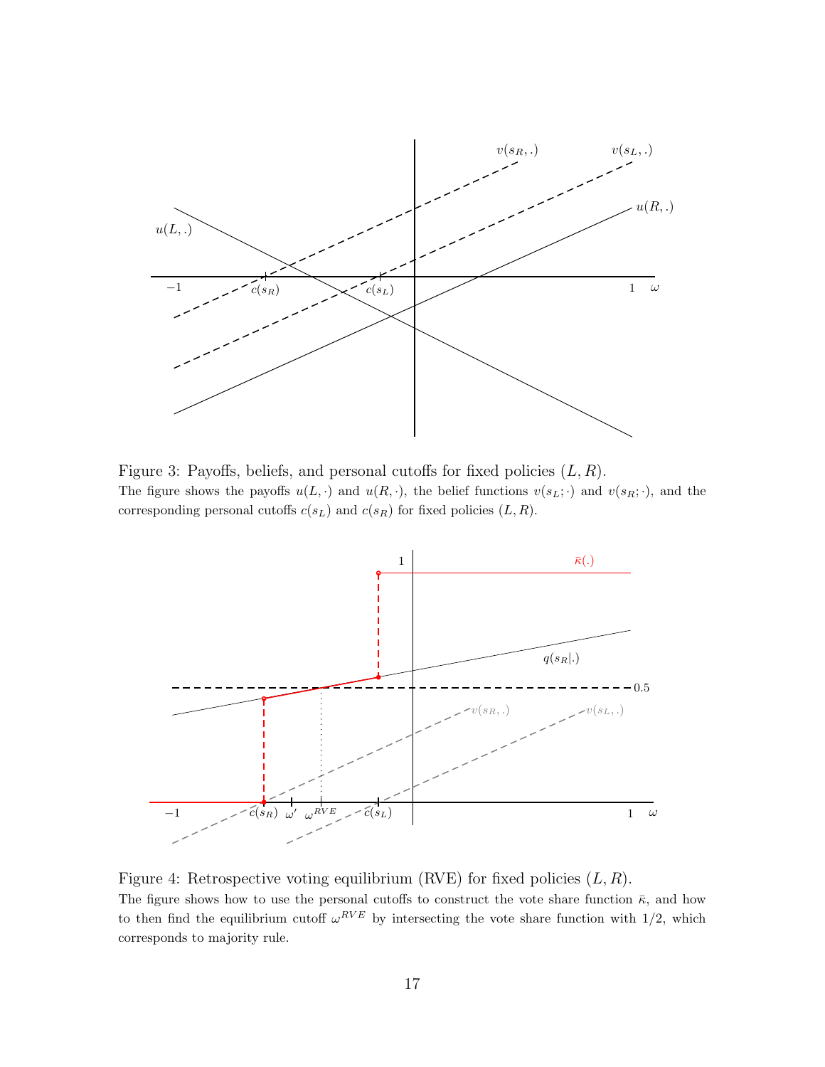Figure 3: Payoffs, beliefs, and personal cutoffs for fixed policies $(L, R)$.

The figure shows the payoffs $u(L, \cdot)$ and $u(R, \cdot)$, the belief functions $v(s_L; \cdot)$ and $v(s_R; \cdot)$, and the corresponding personal cutoffs $c(s_L)$ and $c(s_R)$ for fixed policies $(L, R)$.

Figure 4: Retrospective voting equilibrium (RVE) for fixed policies $(L, R)$.

The figure shows how to use the personal cutoffs to construct the vote share function $\bar{\kappa}$, and how to then find the equilibrium cutoff $\omega^{RVE}$ by intersecting the vote share function with 1/2, which corresponds to majority rule.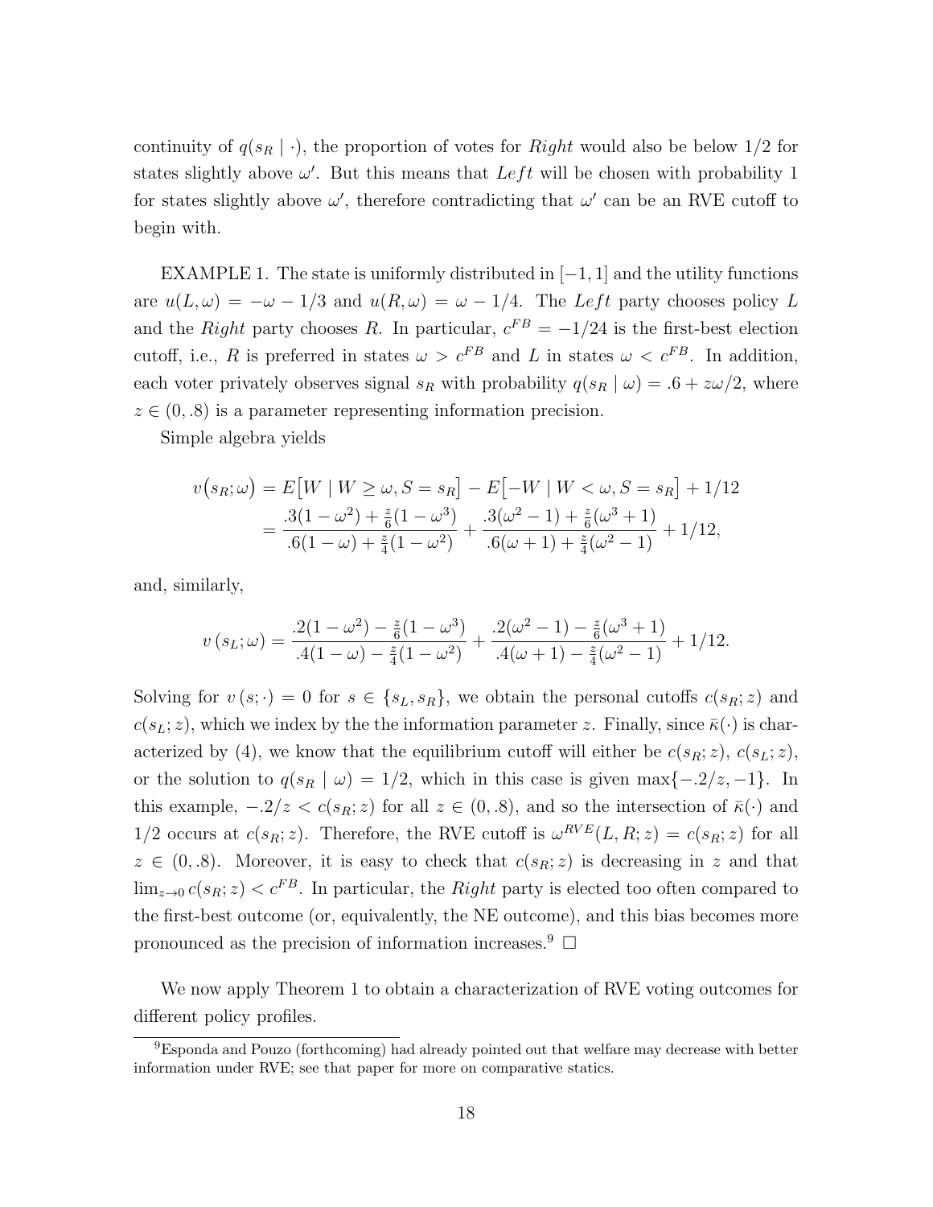continuity of $q(s_R \mid \cdot)$, the proportion of votes for *Right* would also be below 1/2 for states slightly above $\omega'$. But this means that *Left* will be chosen with probability 1 for states slightly above $\omega'$, therefore contradicting that $\omega'$ can be an RVE cutoff to begin with.

EXAMPLE 1. The state is uniformly distributed in $[-1, 1]$ and the utility functions are $u(L, \omega) = -\omega - 1/3$ and $u(R, \omega) = \omega - 1/4$. The *Left* party chooses policy $L$ and the *Right* party chooses $R$. In particular, $c^{FB} = -1/24$ is the first-best election cutoff, i.e., $R$ is preferred in states $\omega > c^{FB}$ and $L$ in states $\omega < c^{FB}$. In addition, each voter privately observes signal $s_R$ with probability $q(s_R \mid \omega) = .6 + z\omega/2$, where $z \in (0, .8)$ is a parameter representing information precision.

Simple algebra yields

$$
\begin{aligned}
v(s_R; \omega) &= E\big[W \mid W \geq \omega, S = s_R\big] - E\big[-W \mid W < \omega, S = s_R\big] + 1/12 \\
&= \frac{.3(1-\omega^2) + \frac{z}{6}(1-\omega^3)}{.6(1-\omega) + \frac{z}{4}(1-\omega^2)} + \frac{.3(\omega^2-1) + \frac{z}{6}(\omega^3+1)}{.6(\omega+1) + \frac{z}{4}(\omega^2-1)} + 1/12,
\end{aligned}
$$

and, similarly,

$$
v\left(s_L; \omega\right) = \frac{.2(1-\omega^2) - \frac{z}{6}(1-\omega^3)}{.4(1-\omega) - \frac{z}{4}(1-\omega^2)} + \frac{.2(\omega^2-1) - \frac{z}{6}(\omega^3+1)}{.4(\omega+1) - \frac{z}{4}(\omega^2-1)} + 1/12.
$$

Solving for $v\left(s; \cdot\right) = 0$ for $s \in \{s_L, s_R\}$, we obtain the personal cutoffs $c(s_R; z)$ and $c(s_L; z)$, which we index by the the information parameter $z$. Finally, since $\bar{\kappa}(\cdot)$ is characterized by (4), we know that the equilibrium cutoff will either be $c(s_R; z)$, $c(s_L; z)$, or the solution to $q(s_R \mid \omega) = 1/2$, which in this case is given $\max\{-.2/z, -1\}$. In this example, $-.2/z < c(s_R; z)$ for all $z \in (0, .8)$, and so the intersection of $\bar{\kappa}(\cdot)$ and 1/2 occurs at $c(s_R; z)$. Therefore, the RVE cutoff is $\omega^{RVE}(L, R; z) = c(s_R; z)$ for all $z \in (0, .8)$. Moreover, it is easy to check that $c(s_R; z)$ is decreasing in $z$ and that $\lim_{z \to 0} c(s_R; z) < c^{FB}$. In particular, the *Right* party is elected too often compared to the first-best outcome (or, equivalently, the NE outcome), and this bias becomes more pronounced as the precision of information increases.[9] $\square$

We now apply Theorem 1 to obtain a characterization of RVE voting outcomes for different policy profiles.

---

[9] Esponda and Pouzo (forthcoming) had already pointed out that welfare may decrease with better information under RVE; see that paper for more on comparative statics.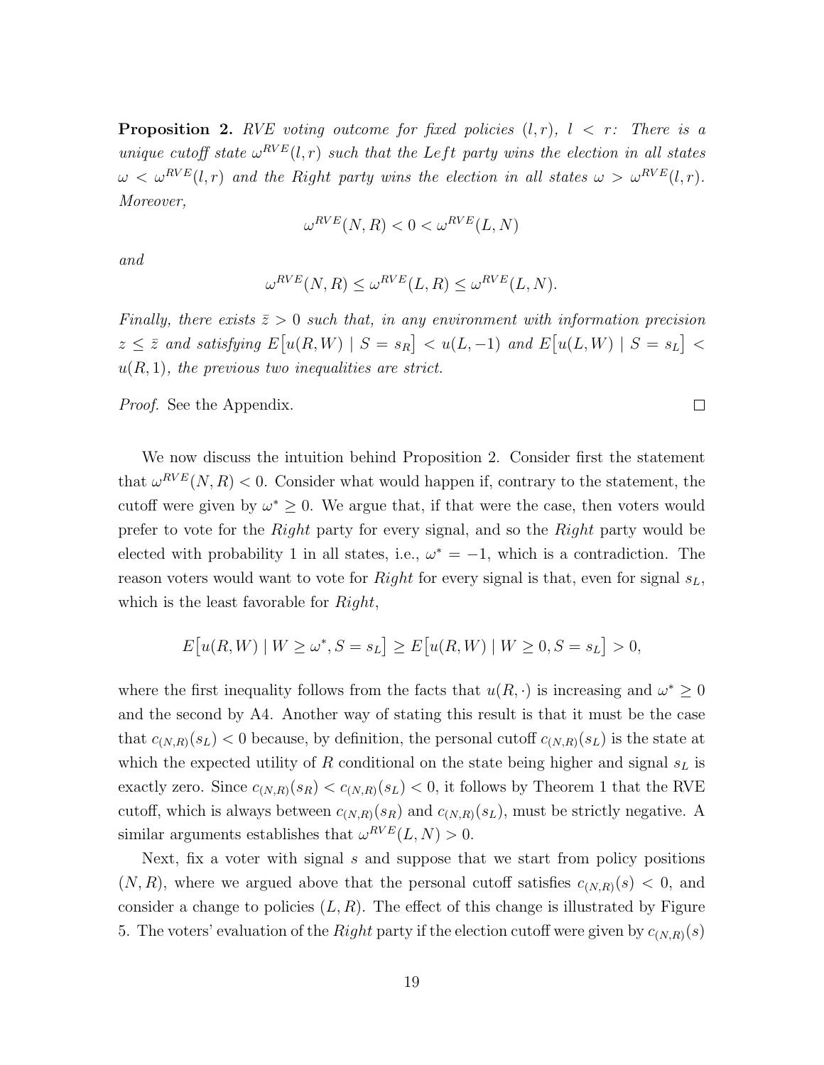**Proposition 2.** *RVE voting outcome for fixed policies $(l, r)$, $l < r$: There is a unique cutoff state $\omega^{RVE}(l, r)$ such that the Left party wins the election in all states $\omega < \omega^{RVE}(l, r)$ and the Right party wins the election in all states $\omega > \omega^{RVE}(l, r)$. Moreover,*

$$\omega^{RVE}(N, R) < 0 < \omega^{RVE}(L, N)$$

*and*

$$\omega^{RVE}(N, R) \leq \omega^{RVE}(L, R) \leq \omega^{RVE}(L, N).$$

*Finally, there exists $\bar{z} > 0$ such that, in any environment with information precision $z \leq \bar{z}$ and satisfying $E\big[u(R, W) \mid S = s_R\big] < u(L, -1)$ and $E\big[u(L, W) \mid S = s_L\big] < u(R, 1)$, the previous two inequalities are strict.*

*Proof.* See the Appendix. □

We now discuss the intuition behind Proposition 2. Consider first the statement that $\omega^{RVE}(N, R) < 0$. Consider what would happen if, contrary to the statement, the cutoff were given by $\omega^* \geq 0$. We argue that, if that were the case, then voters would prefer to vote for the *Right* party for every signal, and so the *Right* party would be elected with probability 1 in all states, i.e., $\omega^* = -1$, which is a contradiction. The reason voters would want to vote for *Right* for every signal is that, even for signal $s_L$, which is the least favorable for *Right*,

$$E\big[u(R, W) \mid W \geq \omega^*, S = s_L\big] \geq E\big[u(R, W) \mid W \geq 0, S = s_L\big] > 0,$$

where the first inequality follows from the facts that $u(R, \cdot)$ is increasing and $\omega^* \geq 0$ and the second by A4. Another way of stating this result is that it must be the case that $c_{(N,R)}(s_L) < 0$ because, by definition, the personal cutoff $c_{(N,R)}(s_L)$ is the state at which the expected utility of $R$ conditional on the state being higher and signal $s_L$ is exactly zero. Since $c_{(N,R)}(s_R) < c_{(N,R)}(s_L) < 0$, it follows by Theorem 1 that the RVE cutoff, which is always between $c_{(N,R)}(s_R)$ and $c_{(N,R)}(s_L)$, must be strictly negative. A similar arguments establishes that $\omega^{RVE}(L, N) > 0$.

Next, fix a voter with signal $s$ and suppose that we start from policy positions $(N, R)$, where we argued above that the personal cutoff satisfies $c_{(N,R)}(s) < 0$, and consider a change to policies $(L, R)$. The effect of this change is illustrated by Figure 5. The voters' evaluation of the *Right* party if the election cutoff were given by $c_{(N,R)}(s)$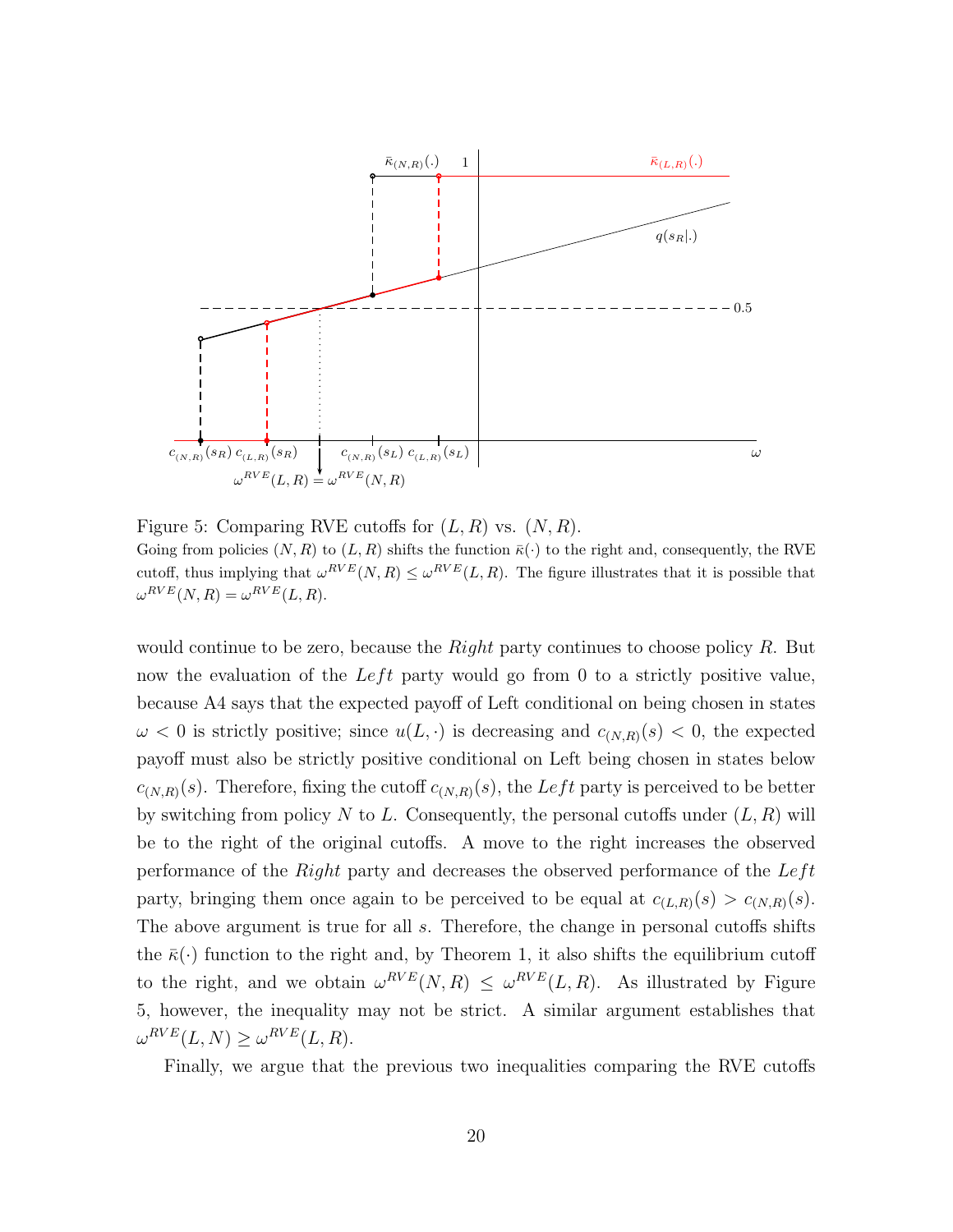Figure 5: Comparing RVE cutoffs for $(L, R)$ vs. $(N, R)$.

Going from policies $(N, R)$ to $(L, R)$ shifts the function $\bar{\kappa}(\cdot)$ to the right and, consequently, the RVE cutoff, thus implying that $\omega^{RVE}(N, R) \leq \omega^{RVE}(L, R)$. The figure illustrates that it is possible that $\omega^{RVE}(N, R) = \omega^{RVE}(L, R)$.

would continue to be zero, because the *Right* party continues to choose policy $R$. But now the evaluation of the *Left* party would go from 0 to a strictly positive value, because A4 says that the expected payoff of Left conditional on being chosen in states $\omega < 0$ is strictly positive; since $u(L, \cdot)$ is decreasing and $c_{(N,R)}(s) < 0$, the expected payoff must also be strictly positive conditional on Left being chosen in states below $c_{(N,R)}(s)$. Therefore, fixing the cutoff $c_{(N,R)}(s)$, the *Left* party is perceived to be better by switching from policy $N$ to $L$. Consequently, the personal cutoffs under $(L, R)$ will be to the right of the original cutoffs. A move to the right increases the observed performance of the *Right* party and decreases the observed performance of the *Left* party, bringing them once again to be perceived to be equal at $c_{(L,R)}(s) > c_{(N,R)}(s)$. The above argument is true for all $s$. Therefore, the change in personal cutoffs shifts the $\bar{\kappa}(\cdot)$ function to the right and, by Theorem 1, it also shifts the equilibrium cutoff to the right, and we obtain $\omega^{RVE}(N, R) \leq \omega^{RVE}(L, R)$. As illustrated by Figure 5, however, the inequality may not be strict. A similar argument establishes that $\omega^{RVE}(L, N) \geq \omega^{RVE}(L, R)$.

Finally, we argue that the previous two inequalities comparing the RVE cutoffs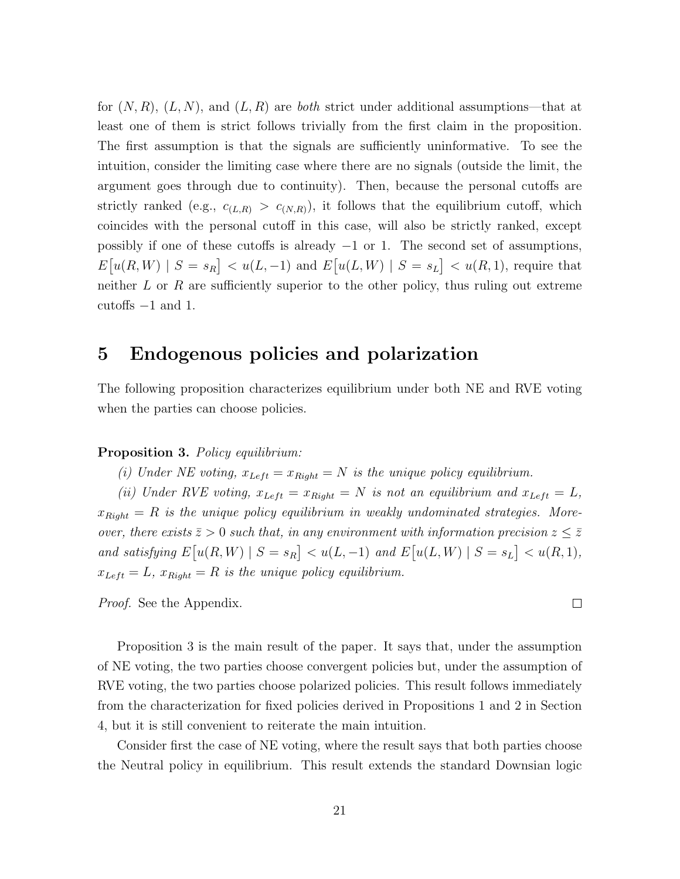for $(N, R)$, $(L, N)$, and $(L, R)$ are *both* strict under additional assumptions—that at least one of them is strict follows trivially from the first claim in the proposition. The first assumption is that the signals are sufficiently uninformative. To see the intuition, consider the limiting case where there are no signals (outside the limit, the argument goes through due to continuity). Then, because the personal cutoffs are strictly ranked (e.g., $c_{(L,R)} > c_{(N,R)}$), it follows that the equilibrium cutoff, which coincides with the personal cutoff in this case, will also be strictly ranked, except possibly if one of these cutoffs is already $-1$ or 1. The second set of assumptions, $E\big[u(R, W) \mid S = s_R\big] < u(L, -1)$ and $E\big[u(L, W) \mid S = s_L\big] < u(R, 1)$, require that neither $L$ or $R$ are sufficiently superior to the other policy, thus ruling out extreme cutoffs $-1$ and 1.

## 5 Endogenous policies and polarization

The following proposition characterizes equilibrium under both NE and RVE voting when the parties can choose policies.

**Proposition 3.** *Policy equilibrium:*

*(i) Under NE voting, $x_{Left} = x_{Right} = N$ is the unique policy equilibrium.*

*(ii) Under RVE voting, $x_{Left} = x_{Right} = N$ is not an equilibrium and $x_{Left} = L$, $x_{Right} = R$ is the unique policy equilibrium in weakly undominated strategies. Moreover, there exists $\bar{z} > 0$ such that, in any environment with information precision $z \leq \bar{z}$ and satisfying $E\big[u(R, W) \mid S = s_R\big] < u(L, -1)$ and $E\big[u(L, W) \mid S = s_L\big] < u(R, 1)$, $x_{Left} = L$, $x_{Right} = R$ is the unique policy equilibrium.*

*Proof.* See the Appendix. □

Proposition 3 is the main result of the paper. It says that, under the assumption of NE voting, the two parties choose convergent policies but, under the assumption of RVE voting, the two parties choose polarized policies. This result follows immediately from the characterization for fixed policies derived in Propositions 1 and 2 in Section 4, but it is still convenient to reiterate the main intuition.

Consider first the case of NE voting, where the result says that both parties choose the Neutral policy in equilibrium. This result extends the standard Downsian logic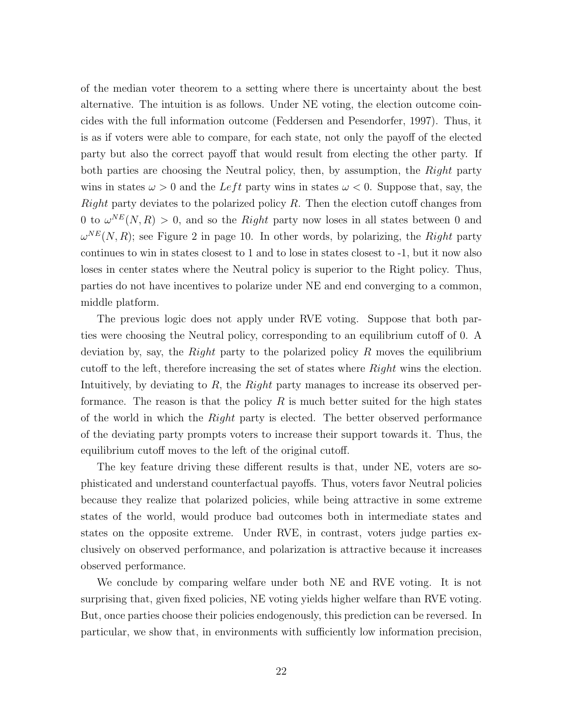of the median voter theorem to a setting where there is uncertainty about the best alternative. The intuition is as follows. Under NE voting, the election outcome coincides with the full information outcome (Feddersen and Pesendorfer, 1997). Thus, it is as if voters were able to compare, for each state, not only the payoff of the elected party but also the correct payoff that would result from electing the other party. If both parties are choosing the Neutral policy, then, by assumption, the *Right* party wins in states $\omega > 0$ and the *Left* party wins in states $\omega < 0$. Suppose that, say, the *Right* party deviates to the polarized policy $R$. Then the election cutoff changes from 0 to $\omega^{NE}(N, R) > 0$, and so the *Right* party now loses in all states between 0 and $\omega^{NE}(N, R)$; see Figure 2 in page 10. In other words, by polarizing, the *Right* party continues to win in states closest to 1 and to lose in states closest to -1, but it now also loses in center states where the Neutral policy is superior to the Right policy. Thus, parties do not have incentives to polarize under NE and end converging to a common, middle platform.

The previous logic does not apply under RVE voting. Suppose that both parties were choosing the Neutral policy, corresponding to an equilibrium cutoff of 0. A deviation by, say, the *Right* party to the polarized policy $R$ moves the equilibrium cutoff to the left, therefore increasing the set of states where *Right* wins the election. Intuitively, by deviating to $R$, the *Right* party manages to increase its observed performance. The reason is that the policy $R$ is much better suited for the high states of the world in which the *Right* party is elected. The better observed performance of the deviating party prompts voters to increase their support towards it. Thus, the equilibrium cutoff moves to the left of the original cutoff.

The key feature driving these different results is that, under NE, voters are sophisticated and understand counterfactual payoffs. Thus, voters favor Neutral policies because they realize that polarized policies, while being attractive in some extreme states of the world, would produce bad outcomes both in intermediate states and states on the opposite extreme. Under RVE, in contrast, voters judge parties exclusively on observed performance, and polarization is attractive because it increases observed performance.

We conclude by comparing welfare under both NE and RVE voting. It is not surprising that, given fixed policies, NE voting yields higher welfare than RVE voting. But, once parties choose their policies endogenously, this prediction can be reversed. In particular, we show that, in environments with sufficiently low information precision,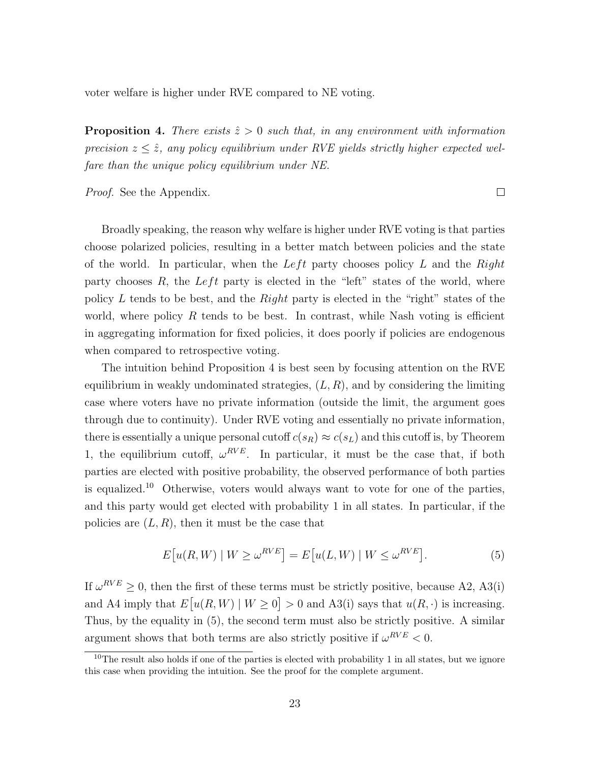voter welfare is higher under RVE compared to NE voting.

**Proposition 4.** *There exists $\hat{z} > 0$ such that, in any environment with information precision $z \leq \hat{z}$, any policy equilibrium under RVE yields strictly higher expected welfare than the unique policy equilibrium under NE.*

*Proof.* See the Appendix. □

Broadly speaking, the reason why welfare is higher under RVE voting is that parties choose polarized policies, resulting in a better match between policies and the state of the world. In particular, when the *Left* party chooses policy $L$ and the *Right* party chooses $R$, the *Left* party is elected in the "left" states of the world, where policy $L$ tends to be best, and the *Right* party is elected in the "right" states of the world, where policy $R$ tends to be best. In contrast, while Nash voting is efficient in aggregating information for fixed policies, it does poorly if policies are endogenous when compared to retrospective voting.

The intuition behind Proposition 4 is best seen by focusing attention on the RVE equilibrium in weakly undominated strategies, $(L, R)$, and by considering the limiting case where voters have no private information (outside the limit, the argument goes through due to continuity). Under RVE voting and essentially no private information, there is essentially a unique personal cutoff $c(s_R) \approx c(s_L)$ and this cutoff is, by Theorem 1, the equilibrium cutoff, $\omega^{RVE}$. In particular, it must be the case that, if both parties are elected with positive probability, the observed performance of both parties is equalized.[10] Otherwise, voters would always want to vote for one of the parties, and this party would get elected with probability 1 in all states. In particular, if the policies are $(L, R)$, then it must be the case that

$$E\big[u(R, W) \mid W \geq \omega^{RVE}\big] = E\big[u(L, W) \mid W \leq \omega^{RVE}\big]. \tag{5}$$

If $\omega^{RVE} \geq 0$, then the first of these terms must be strictly positive, because A2, A3(i) and A4 imply that $E\big[u(R, W) \mid W \geq 0\big] > 0$ and A3(i) says that $u(R, \cdot)$ is increasing. Thus, by the equality in (5), the second term must also be strictly positive. A similar argument shows that both terms are also strictly positive if $\omega^{RVE} < 0$.

[10] The result also holds if one of the parties is elected with probability 1 in all states, but we ignore this case when providing the intuition. See the proof for the complete argument.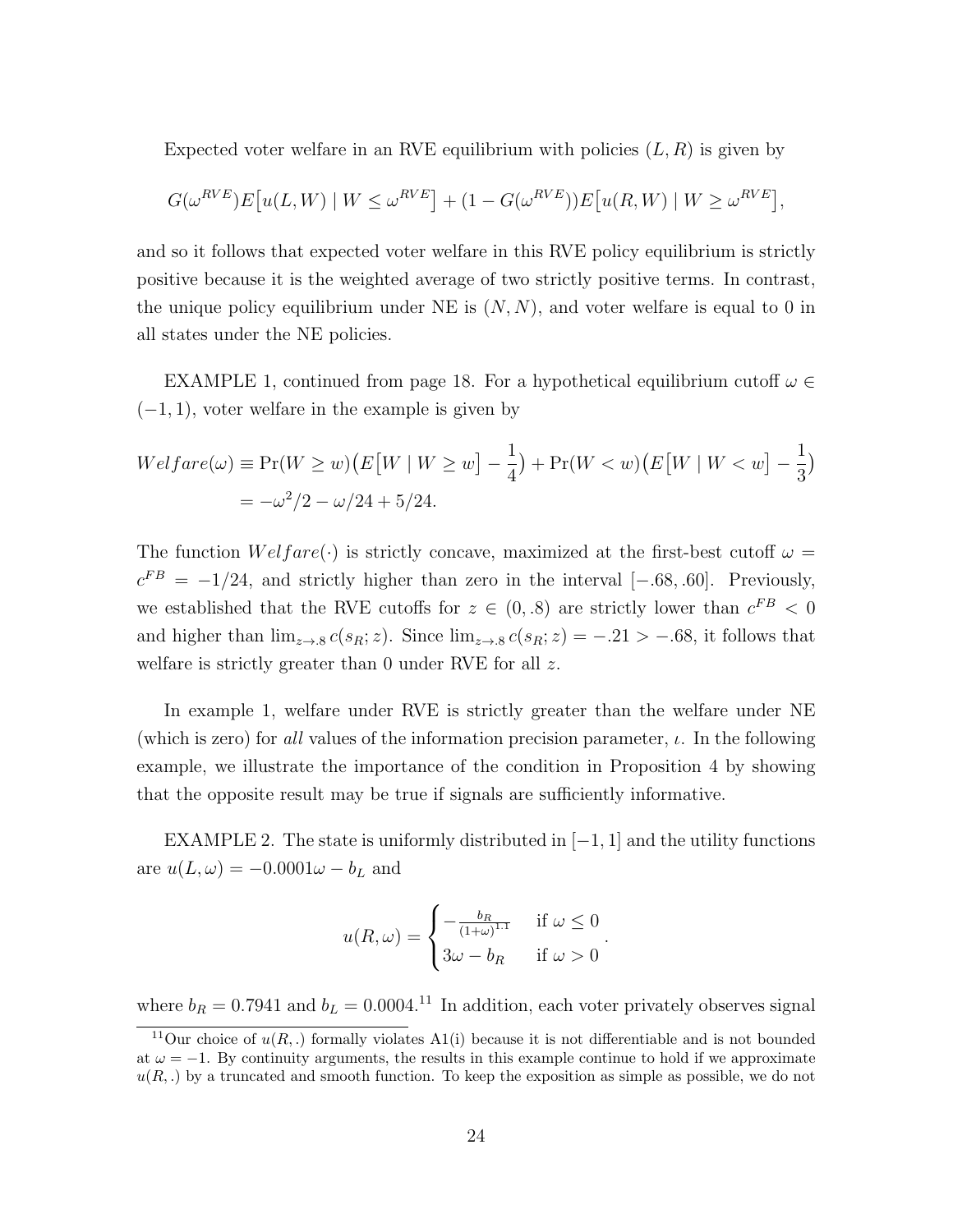Expected voter welfare in an RVE equilibrium with policies $(L, R)$ is given by

$$G(\omega^{RVE})E\big[u(L,W) \mid W \le \omega^{RVE}\big] + (1 - G(\omega^{RVE}))E\big[u(R,W) \mid W \ge \omega^{RVE}\big],$$

and so it follows that expected voter welfare in this RVE policy equilibrium is strictly positive because it is the weighted average of two strictly positive terms. In contrast, the unique policy equilibrium under NE is $(N, N)$, and voter welfare is equal to 0 in all states under the NE policies.

EXAMPLE 1, continued from page 18. For a hypothetical equilibrium cutoff $\omega \in (-1, 1)$, voter welfare in the example is given by

$$\begin{aligned} Welfare(\omega) &\equiv \Pr(W \ge w)\big(E\big[W \mid W \ge w\big] - \frac{1}{4}\big) + \Pr(W < w)\big(E\big[W \mid W < w\big] - \frac{1}{3}\big) \\ &= -\omega^2/2 - \omega/24 + 5/24. \end{aligned}$$

The function $Welfare(\cdot)$ is strictly concave, maximized at the first-best cutoff $\omega = c^{FB} = -1/24$, and strictly higher than zero in the interval $[-.68, .60]$. Previously, we established that the RVE cutoffs for $z \in (0, .8)$ are strictly lower than $c^{FB} < 0$ and higher than $\lim_{z \to .8} c(s_R; z)$. Since $\lim_{z \to .8} c(s_R; z) = -.21 > -.68$, it follows that welfare is strictly greater than 0 under RVE for all $z$.

In example 1, welfare under RVE is strictly greater than the welfare under NE (which is zero) for *all* values of the information precision parameter, $\iota$. In the following example, we illustrate the importance of the condition in Proposition 4 by showing that the opposite result may be true if signals are sufficiently informative.

EXAMPLE 2. The state is uniformly distributed in $[-1, 1]$ and the utility functions are $u(L, \omega) = -0.0001\omega - b_L$ and

$$u(R, \omega) = \begin{cases} -\frac{b_R}{(1+\omega)^{1.1}} & \text{if } \omega \le 0 \\ 3\omega - b_R & \text{if } \omega > 0 \end{cases}.$$

where $b_R = 0.7941$ and $b_L = 0.0004$.[11] In addition, each voter privately observes signal

[11] Our choice of $u(R, .)$ formally violates A1(i) because it is not differentiable and is not bounded at $\omega = -1$. By continuity arguments, the results in this example continue to hold if we approximate $u(R, .)$ by a truncated and smooth function. To keep the exposition as simple as possible, we do not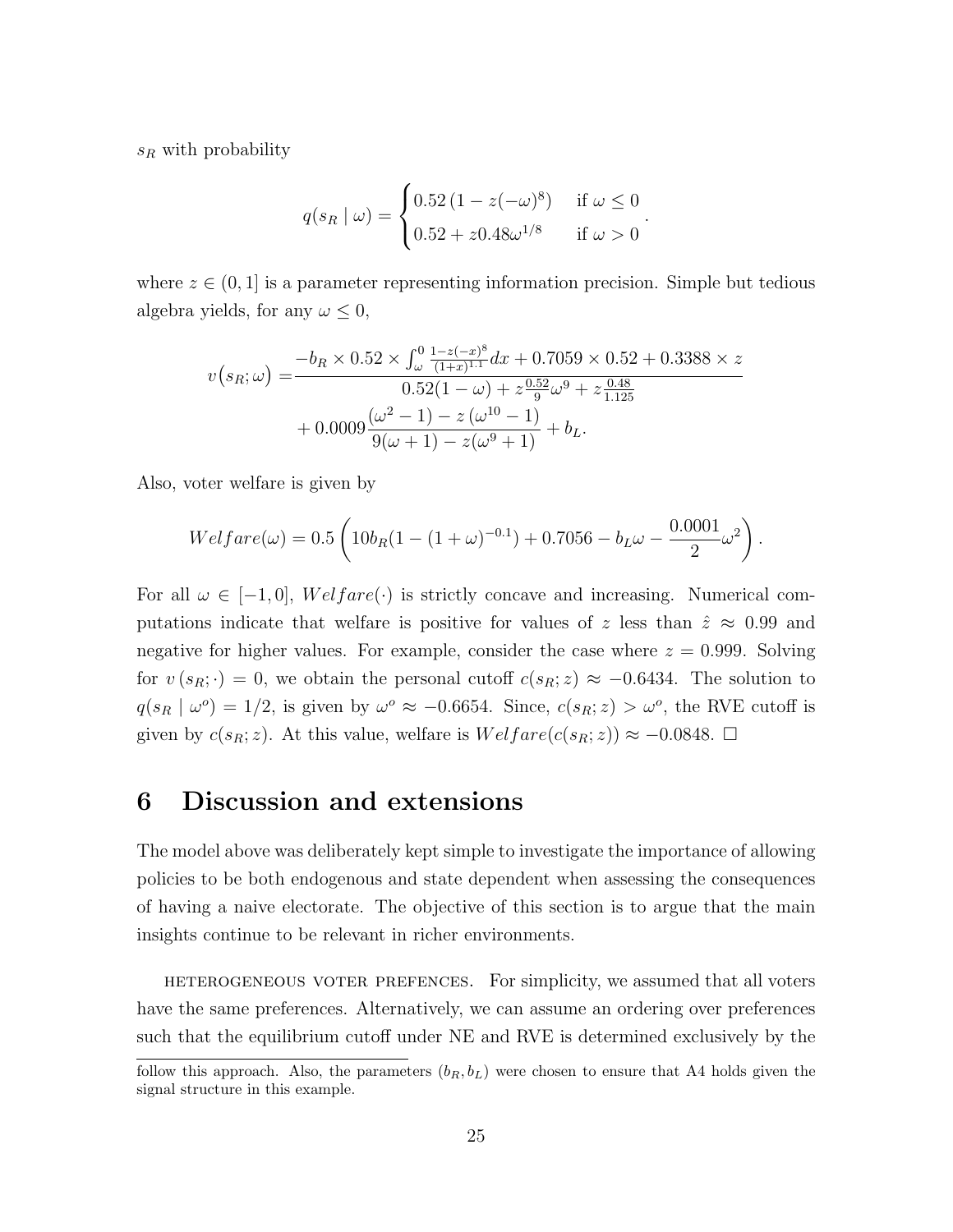$s_R$ with probability

$$q(s_R \mid \omega) = \begin{cases} 0.52\left(1 - z(-\omega)^8\right) & \text{if } \omega \leq 0 \\ 0.52 + z0.48\omega^{1/8} & \text{if } \omega > 0 \end{cases}.$$

where $z \in (0, 1]$ is a parameter representing information precision. Simple but tedious algebra yields, for any $\omega \leq 0$,

$$\begin{aligned} v\left(s_R; \omega\right) = & \frac{-b_R \times 0.52 \times \int_\omega^0 \frac{1-z(-x)^8}{(1+x)^{1.1}} dx + 0.7059 \times 0.52 + 0.3388 \times z}{0.52(1-\omega) + z\frac{0.52}{9}\omega^9 + z\frac{0.48}{1.125}} \\ & + 0.0009 \frac{(\omega^2 - 1) - z\left(\omega^{10} - 1\right)}{9(\omega + 1) - z(\omega^9 + 1)} + b_L. \end{aligned}$$

Also, voter welfare is given by

$$Welfare(\omega) = 0.5\left(10b_R(1 - (1+\omega)^{-0.1}) + 0.7056 - b_L\omega - \frac{0.0001}{2}\omega^2\right).$$

For all $\omega \in [-1, 0]$, $Welfare(\cdot)$ is strictly concave and increasing. Numerical computations indicate that welfare is positive for values of $z$ less than $\hat{z} \approx 0.99$ and negative for higher values. For example, consider the case where $z = 0.999$. Solving for $v\left(s_R; \cdot\right) = 0$, we obtain the personal cutoff $c(s_R; z) \approx -0.6434$. The solution to $q(s_R \mid \omega^o) = 1/2$, is given by $\omega^o \approx -0.6654$. Since, $c(s_R; z) > \omega^o$, the RVE cutoff is given by $c(s_R; z)$. At this value, welfare is $Welfare(c(s_R; z)) \approx -0.0848$. □

# 6 Discussion and extensions

The model above was deliberately kept simple to investigate the importance of allowing policies to be both endogenous and state dependent when assessing the consequences of having a naive electorate. The objective of this section is to argue that the main insights continue to be relevant in richer environments.

HETEROGENEOUS VOTER PREFENCES. For simplicity, we assumed that all voters have the same preferences. Alternatively, we can assume an ordering over preferences such that the equilibrium cutoff under NE and RVE is determined exclusively by the

follow this approach. Also, the parameters $(b_R, b_L)$ were chosen to ensure that A4 holds given the signal structure in this example.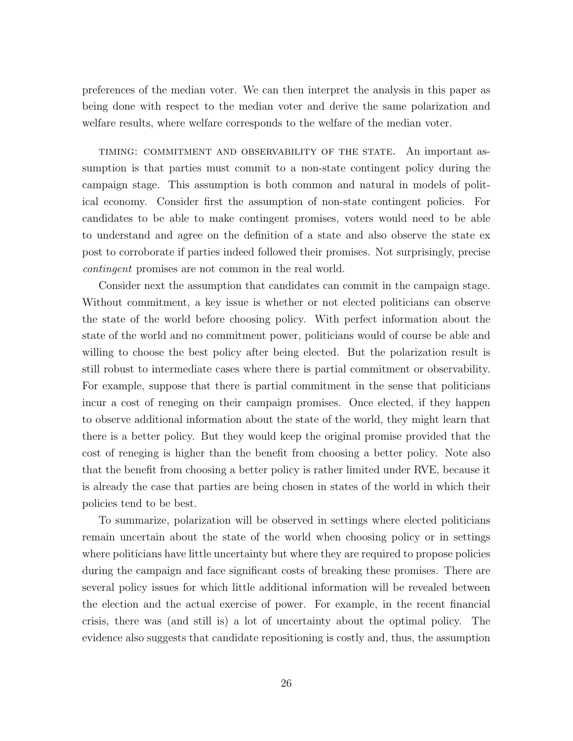preferences of the median voter. We can then interpret the analysis in this paper as being done with respect to the median voter and derive the same polarization and welfare results, where welfare corresponds to the welfare of the median voter.

TIMING: COMMITMENT AND OBSERVABILITY OF THE STATE. An important assumption is that parties must commit to a non-state contingent policy during the campaign stage. This assumption is both common and natural in models of political economy. Consider first the assumption of non-state contingent policies. For candidates to be able to make contingent promises, voters would need to be able to understand and agree on the definition of a state and also observe the state ex post to corroborate if parties indeed followed their promises. Not surprisingly, precise *contingent* promises are not common in the real world.

Consider next the assumption that candidates can commit in the campaign stage. Without commitment, a key issue is whether or not elected politicians can observe the state of the world before choosing policy. With perfect information about the state of the world and no commitment power, politicians would of course be able and willing to choose the best policy after being elected. But the polarization result is still robust to intermediate cases where there is partial commitment or observability. For example, suppose that there is partial commitment in the sense that politicians incur a cost of reneging on their campaign promises. Once elected, if they happen to observe additional information about the state of the world, they might learn that there is a better policy. But they would keep the original promise provided that the cost of reneging is higher than the benefit from choosing a better policy. Note also that the benefit from choosing a better policy is rather limited under RVE, because it is already the case that parties are being chosen in states of the world in which their policies tend to be best.

To summarize, polarization will be observed in settings where elected politicians remain uncertain about the state of the world when choosing policy or in settings where politicians have little uncertainty but where they are required to propose policies during the campaign and face significant costs of breaking these promises. There are several policy issues for which little additional information will be revealed between the election and the actual exercise of power. For example, in the recent financial crisis, there was (and still is) a lot of uncertainty about the optimal policy. The evidence also suggests that candidate repositioning is costly and, thus, the assumption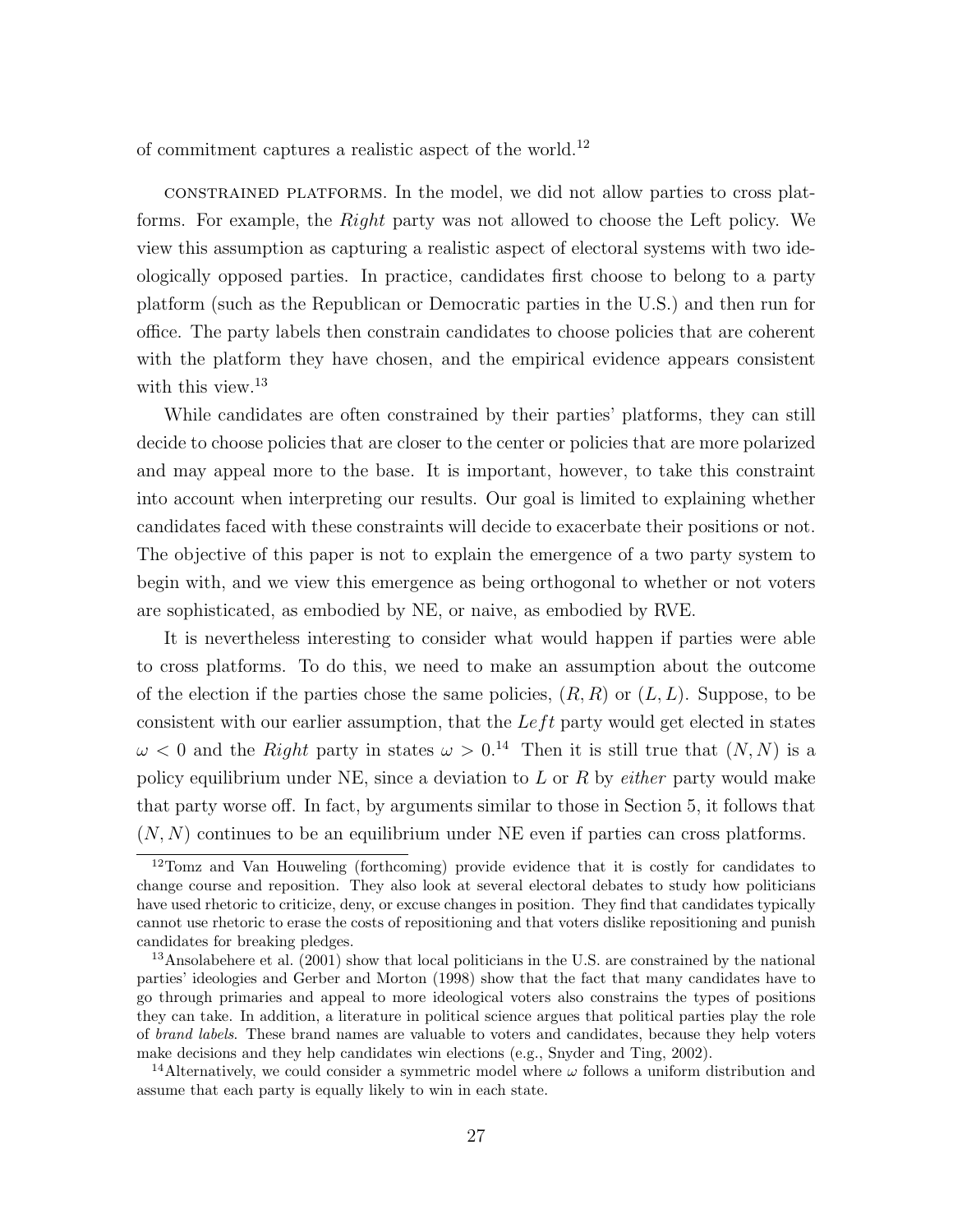of commitment captures a realistic aspect of the world.[12]

CONSTRAINED PLATFORMS. In the model, we did not allow parties to cross platforms. For example, the *Right* party was not allowed to choose the Left policy. We view this assumption as capturing a realistic aspect of electoral systems with two ideologically opposed parties. In practice, candidates first choose to belong to a party platform (such as the Republican or Democratic parties in the U.S.) and then run for office. The party labels then constrain candidates to choose policies that are coherent with the platform they have chosen, and the empirical evidence appears consistent with this view.[13]

While candidates are often constrained by their parties' platforms, they can still decide to choose policies that are closer to the center or policies that are more polarized and may appeal more to the base. It is important, however, to take this constraint into account when interpreting our results. Our goal is limited to explaining whether candidates faced with these constraints will decide to exacerbate their positions or not. The objective of this paper is not to explain the emergence of a two party system to begin with, and we view this emergence as being orthogonal to whether or not voters are sophisticated, as embodied by NE, or naive, as embodied by RVE.

It is nevertheless interesting to consider what would happen if parties were able to cross platforms. To do this, we need to make an assumption about the outcome of the election if the parties chose the same policies, $(R, R)$ or $(L, L)$. Suppose, to be consistent with our earlier assumption, that the $Left$ party would get elected in states $\omega < 0$ and the *Right* party in states $\omega > 0$.[14] Then it is still true that $(N, N)$ is a policy equilibrium under NE, since a deviation to $L$ or $R$ by *either* party would make that party worse off. In fact, by arguments similar to those in Section 5, it follows that $(N, N)$ continues to be an equilibrium under NE even if parties can cross platforms.

[12] Tomz and Van Houweling (forthcoming) provide evidence that it is costly for candidates to change course and reposition. They also look at several electoral debates to study how politicians have used rhetoric to criticize, deny, or excuse changes in position. They find that candidates typically cannot use rhetoric to erase the costs of repositioning and that voters dislike repositioning and punish candidates for breaking pledges.

[13] Ansolabehere et al. (2001) show that local politicians in the U.S. are constrained by the national parties' ideologies and Gerber and Morton (1998) show that the fact that many candidates have to go through primaries and appeal to more ideological voters also constrains the types of positions they can take. In addition, a literature in political science argues that political parties play the role of *brand labels*. These brand names are valuable to voters and candidates, because they help voters make decisions and they help candidates win elections (e.g., Snyder and Ting, 2002).

[14] Alternatively, we could consider a symmetric model where $\omega$ follows a uniform distribution and assume that each party is equally likely to win in each state.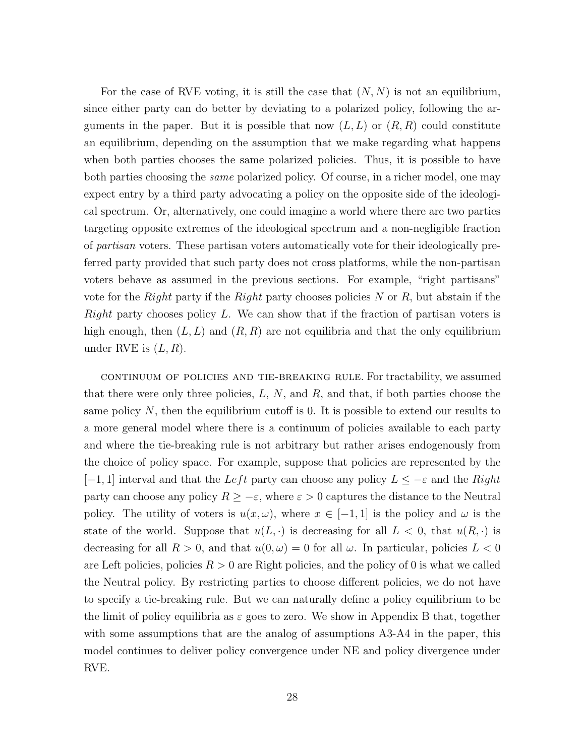For the case of RVE voting, it is still the case that $(N, N)$ is not an equilibrium, since either party can do better by deviating to a polarized policy, following the arguments in the paper. But it is possible that now $(L, L)$ or $(R, R)$ could constitute an equilibrium, depending on the assumption that we make regarding what happens when both parties chooses the same polarized policies. Thus, it is possible to have both parties choosing the *same* polarized policy. Of course, in a richer model, one may expect entry by a third party advocating a policy on the opposite side of the ideological spectrum. Or, alternatively, one could imagine a world where there are two parties targeting opposite extremes of the ideological spectrum and a non-negligible fraction of *partisan* voters. These partisan voters automatically vote for their ideologically preferred party provided that such party does not cross platforms, while the non-partisan voters behave as assumed in the previous sections. For example, "right partisans" vote for the *Right* party if the *Right* party chooses policies $N$ or $R$, but abstain if the *Right* party chooses policy $L$. We can show that if the fraction of partisan voters is high enough, then $(L, L)$ and $(R, R)$ are not equilibria and that the only equilibrium under RVE is $(L, R)$.

CONTINUUM OF POLICIES AND TIE-BREAKING RULE. For tractability, we assumed that there were only three policies, $L$, $N$, and $R$, and that, if both parties choose the same policy $N$, then the equilibrium cutoff is 0. It is possible to extend our results to a more general model where there is a continuum of policies available to each party and where the tie-breaking rule is not arbitrary but rather arises endogenously from the choice of policy space. For example, suppose that policies are represented by the $[-1, 1]$ interval and that the $Left$ party can choose any policy $L \leq -\varepsilon$ and the $Right$ party can choose any policy $R \geq -\varepsilon$, where $\varepsilon > 0$ captures the distance to the Neutral policy. The utility of voters is $u(x, \omega)$, where $x \in [-1, 1]$ is the policy and $\omega$ is the state of the world. Suppose that $u(L, \cdot)$ is decreasing for all $L < 0$, that $u(R, \cdot)$ is decreasing for all $R > 0$, and that $u(0, \omega) = 0$ for all $\omega$. In particular, policies $L < 0$ are Left policies, policies $R > 0$ are Right policies, and the policy of 0 is what we called the Neutral policy. By restricting parties to choose different policies, we do not have to specify a tie-breaking rule. But we can naturally define a policy equilibrium to be the limit of policy equilibria as $\varepsilon$ goes to zero. We show in Appendix B that, together with some assumptions that are the analog of assumptions A3-A4 in the paper, this model continues to deliver policy convergence under NE and policy divergence under RVE.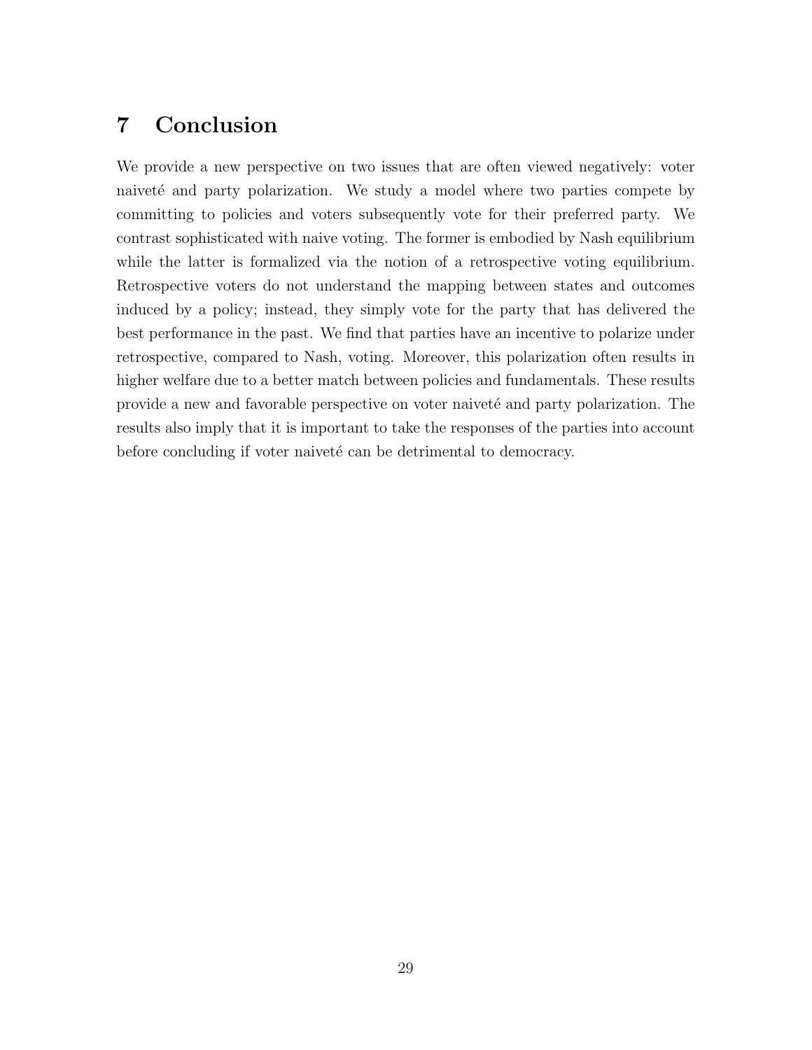# 7 Conclusion

We provide a new perspective on two issues that are often viewed negatively: voter naiveté and party polarization. We study a model where two parties compete by committing to policies and voters subsequently vote for their preferred party. We contrast sophisticated with naive voting. The former is embodied by Nash equilibrium while the latter is formalized via the notion of a retrospective voting equilibrium. Retrospective voters do not understand the mapping between states and outcomes induced by a policy; instead, they simply vote for the party that has delivered the best performance in the past. We find that parties have an incentive to polarize under retrospective, compared to Nash, voting. Moreover, this polarization often results in higher welfare due to a better match between policies and fundamentals. These results provide a new and favorable perspective on voter naiveté and party polarization. The results also imply that it is important to take the responses of the parties into account before concluding if voter naiveté can be detrimental to democracy.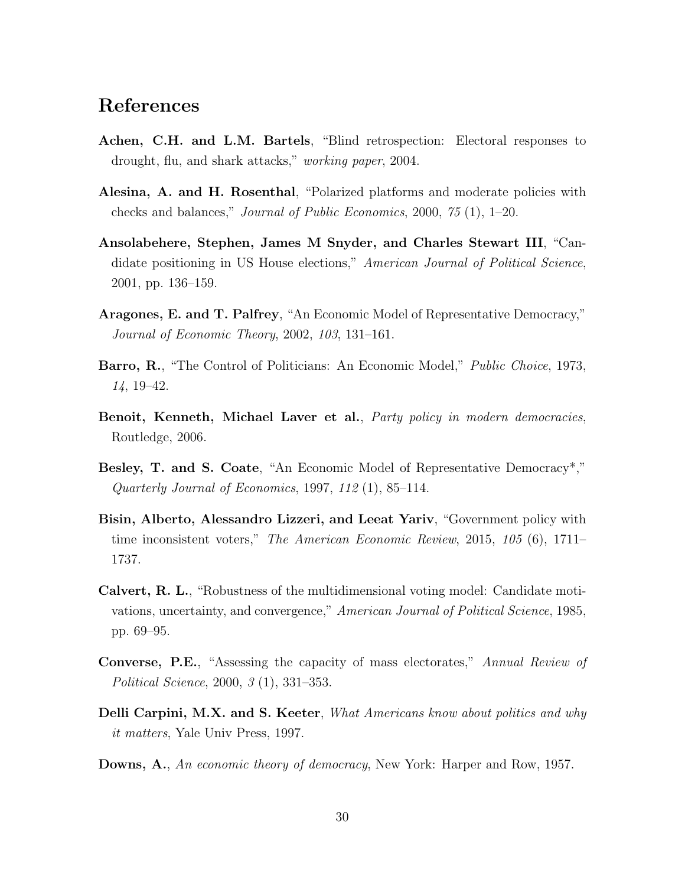## References

**Achen, C.H. and L.M. Bartels**, "Blind retrospection: Electoral responses to drought, flu, and shark attacks," *working paper*, 2004.

**Alesina, A. and H. Rosenthal**, "Polarized platforms and moderate policies with checks and balances," *Journal of Public Economics*, 2000, *75* (1), 1–20.

**Ansolabehere, Stephen, James M Snyder, and Charles Stewart III**, "Candidate positioning in US House elections," *American Journal of Political Science*, 2001, pp. 136–159.

**Aragones, E. and T. Palfrey**, "An Economic Model of Representative Democracy," *Journal of Economic Theory*, 2002, *103*, 131–161.

**Barro, R.**, "The Control of Politicians: An Economic Model," *Public Choice*, 1973, *14*, 19–42.

**Benoit, Kenneth, Michael Laver et al.**, *Party policy in modern democracies*, Routledge, 2006.

**Besley, T. and S. Coate**, "An Economic Model of Representative Democracy*," *Quarterly Journal of Economics*, 1997, *112* (1), 85–114.

**Bisin, Alberto, Alessandro Lizzeri, and Leeat Yariv**, "Government policy with time inconsistent voters," *The American Economic Review*, 2015, *105* (6), 1711–1737.

**Calvert, R. L.**, "Robustness of the multidimensional voting model: Candidate motivations, uncertainty, and convergence," *American Journal of Political Science*, 1985, pp. 69–95.

**Converse, P.E.**, "Assessing the capacity of mass electorates," *Annual Review of Political Science*, 2000, *3* (1), 331–353.

**Delli Carpini, M.X. and S. Keeter**, *What Americans know about politics and why it matters*, Yale Univ Press, 1997.

**Downs, A.**, *An economic theory of democracy*, New York: Harper and Row, 1957.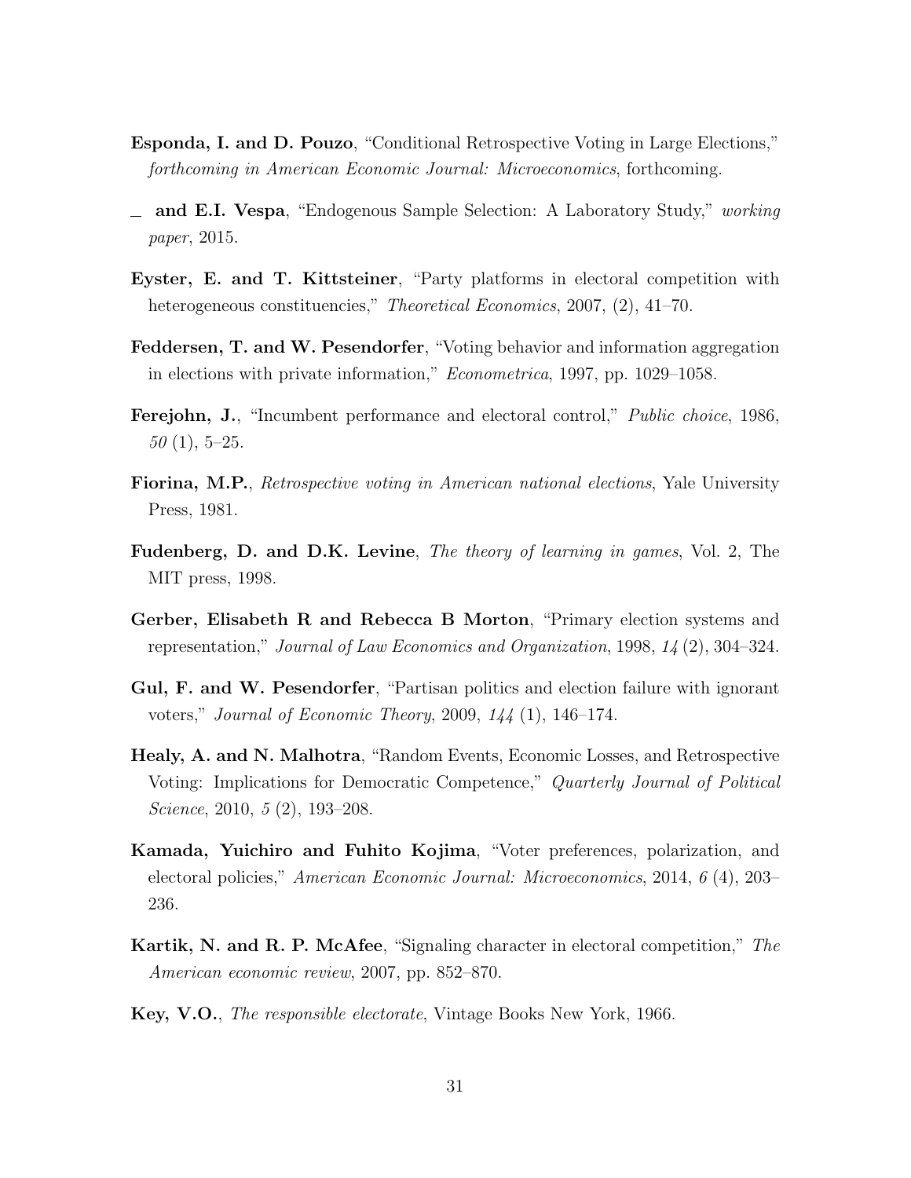**Esponda, I. and D. Pouzo**, "Conditional Retrospective Voting in Large Elections," *forthcoming in American Economic Journal: Microeconomics*, forthcoming.

_ **and E.I. Vespa**, "Endogenous Sample Selection: A Laboratory Study," *working paper*, 2015.

**Eyster, E. and T. Kittsteiner**, "Party platforms in electoral competition with heterogeneous constituencies," *Theoretical Economics*, 2007, (2), 41–70.

**Feddersen, T. and W. Pesendorfer**, "Voting behavior and information aggregation in elections with private information," *Econometrica*, 1997, pp. 1029–1058.

**Ferejohn, J.**, "Incumbent performance and electoral control," *Public choice*, 1986, *50* (1), 5–25.

**Fiorina, M.P.**, *Retrospective voting in American national elections*, Yale University Press, 1981.

**Fudenberg, D. and D.K. Levine**, *The theory of learning in games*, Vol. 2, The MIT press, 1998.

**Gerber, Elisabeth R and Rebecca B Morton**, "Primary election systems and representation," *Journal of Law Economics and Organization*, 1998, *14* (2), 304–324.

**Gul, F. and W. Pesendorfer**, "Partisan politics and election failure with ignorant voters," *Journal of Economic Theory*, 2009, *144* (1), 146–174.

**Healy, A. and N. Malhotra**, "Random Events, Economic Losses, and Retrospective Voting: Implications for Democratic Competence," *Quarterly Journal of Political Science*, 2010, *5* (2), 193–208.

**Kamada, Yuichiro and Fuhito Kojima**, "Voter preferences, polarization, and electoral policies," *American Economic Journal: Microeconomics*, 2014, *6* (4), 203–236.

**Kartik, N. and R. P. McAfee**, "Signaling character in electoral competition," *The American economic review*, 2007, pp. 852–870.

**Key, V.O.**, *The responsible electorate*, Vintage Books New York, 1966.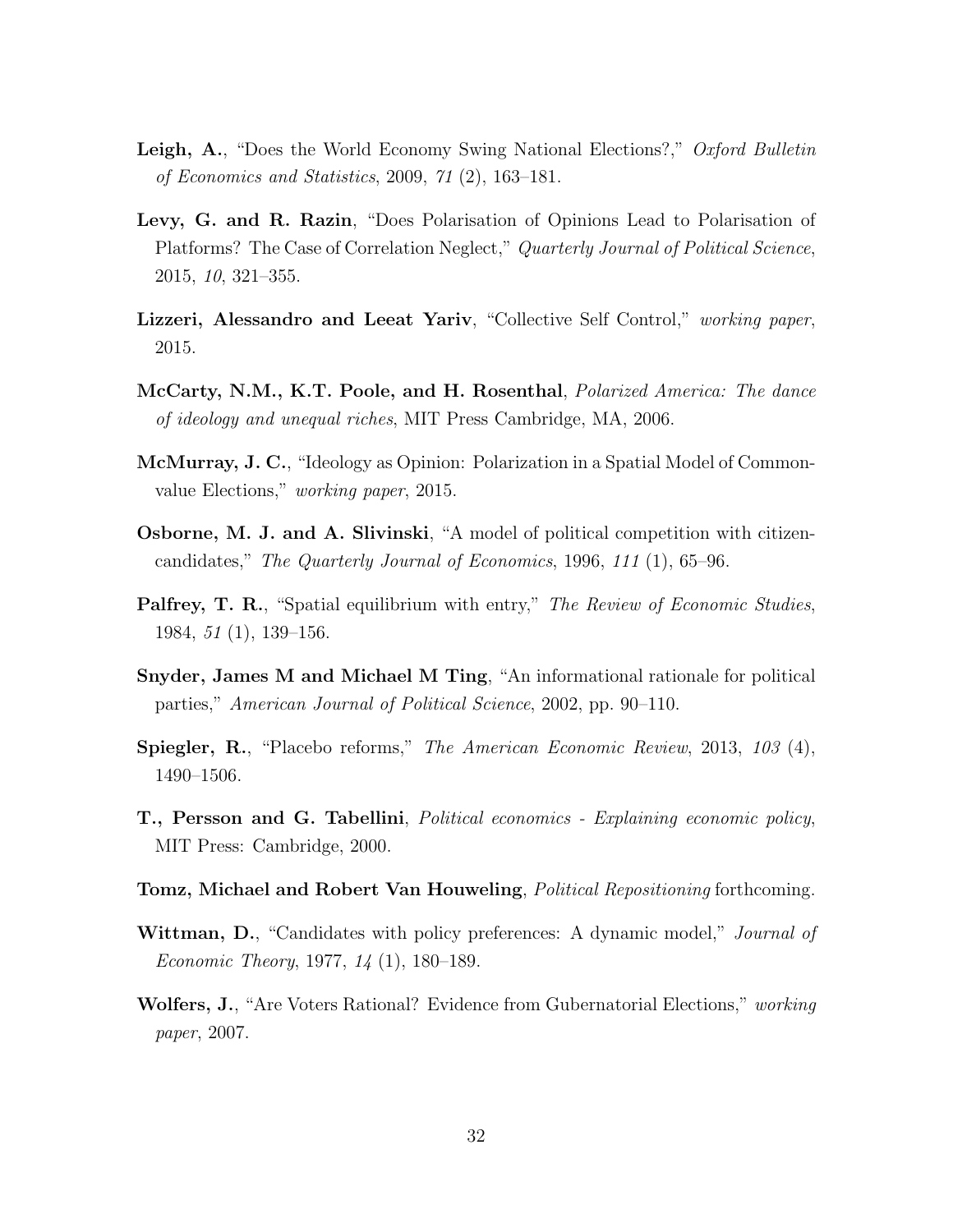**Leigh, A.**, "Does the World Economy Swing National Elections?," *Oxford Bulletin of Economics and Statistics*, 2009, *71* (2), 163–181.

**Levy, G. and R. Razin**, "Does Polarisation of Opinions Lead to Polarisation of Platforms? The Case of Correlation Neglect," *Quarterly Journal of Political Science*, 2015, *10*, 321–355.

**Lizzeri, Alessandro and Leeat Yariv**, "Collective Self Control," *working paper*, 2015.

**McCarty, N.M., K.T. Poole, and H. Rosenthal**, *Polarized America: The dance of ideology and unequal riches*, MIT Press Cambridge, MA, 2006.

**McMurray, J. C.**, "Ideology as Opinion: Polarization in a Spatial Model of Common-value Elections," *working paper*, 2015.

**Osborne, M. J. and A. Slivinski**, "A model of political competition with citizen-candidates," *The Quarterly Journal of Economics*, 1996, *111* (1), 65–96.

**Palfrey, T. R.**, "Spatial equilibrium with entry," *The Review of Economic Studies*, 1984, *51* (1), 139–156.

**Snyder, James M and Michael M Ting**, "An informational rationale for political parties," *American Journal of Political Science*, 2002, pp. 90–110.

**Spiegler, R.**, "Placebo reforms," *The American Economic Review*, 2013, *103* (4), 1490–1506.

**T., Persson and G. Tabellini**, *Political economics - Explaining economic policy*, MIT Press: Cambridge, 2000.

**Tomz, Michael and Robert Van Houweling**, *Political Repositioning* forthcoming.

**Wittman, D.**, "Candidates with policy preferences: A dynamic model," *Journal of Economic Theory*, 1977, *14* (1), 180–189.

**Wolfers, J.**, "Are Voters Rational? Evidence from Gubernatorial Elections," *working paper*, 2007.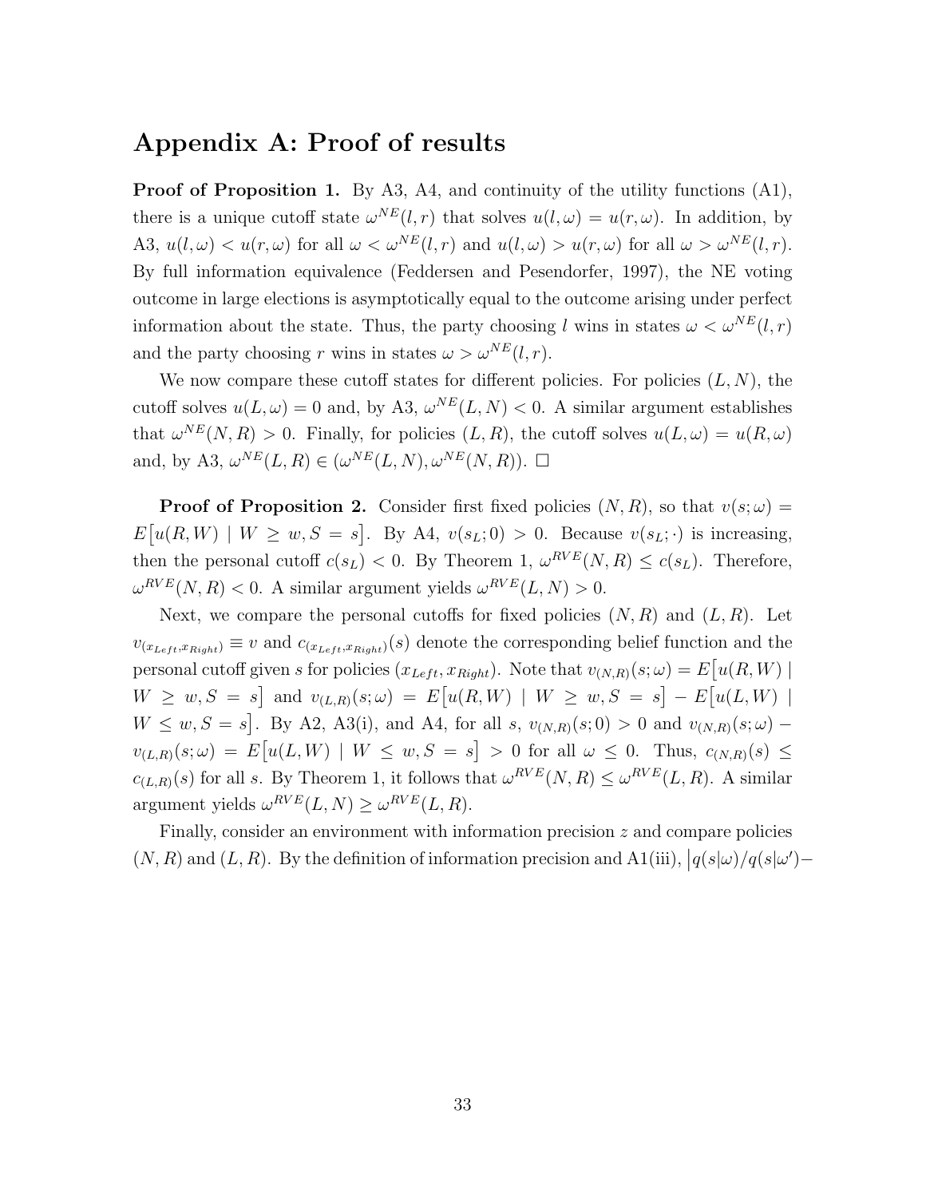## Appendix A: Proof of results

**Proof of Proposition 1.** By A3, A4, and continuity of the utility functions (A1), there is a unique cutoff state $\omega^{NE}(l,r)$ that solves $u(l,\omega) = u(r,\omega)$. In addition, by A3, $u(l,\omega) < u(r,\omega)$ for all $\omega < \omega^{NE}(l,r)$ and $u(l,\omega) > u(r,\omega)$ for all $\omega > \omega^{NE}(l,r)$. By full information equivalence (Feddersen and Pesendorfer, 1997), the NE voting outcome in large elections is asymptotically equal to the outcome arising under perfect information about the state. Thus, the party choosing $l$ wins in states $\omega < \omega^{NE}(l,r)$ and the party choosing $r$ wins in states $\omega > \omega^{NE}(l,r)$.

We now compare these cutoff states for different policies. For policies $(L,N)$, the cutoff solves $u(L,\omega) = 0$ and, by A3, $\omega^{NE}(L,N) < 0$. A similar argument establishes that $\omega^{NE}(N,R) > 0$. Finally, for policies $(L,R)$, the cutoff solves $u(L,\omega) = u(R,\omega)$ and, by A3, $\omega^{NE}(L,R) \in (\omega^{NE}(L,N), \omega^{NE}(N,R))$. $\square$

**Proof of Proposition 2.** Consider first fixed policies $(N,R)$, so that $v(s;\omega) = E\big[u(R,W) \mid W \geq w, S = s\big]$. By A4, $v(s_L;0) > 0$. Because $v(s_L;\cdot)$ is increasing, then the personal cutoff $c(s_L) < 0$. By Theorem 1, $\omega^{RVE}(N,R) \leq c(s_L)$. Therefore, $\omega^{RVE}(N,R) < 0$. A similar argument yields $\omega^{RVE}(L,N) > 0$.

Next, we compare the personal cutoffs for fixed policies $(N,R)$ and $(L,R)$. Let $v_{(x_{Left},x_{Right})} \equiv v$ and $c_{(x_{Left},x_{Right})}(s)$ denote the corresponding belief function and the personal cutoff given $s$ for policies $(x_{Left}, x_{Right})$. Note that $v_{(N,R)}(s;\omega) = E\big[u(R,W) \mid W \geq w, S = s\big]$ and $v_{(L,R)}(s;\omega) = E\big[u(R,W) \mid W \geq w, S = s\big] - E\big[u(L,W) \mid W \leq w, S = s\big]$. By A2, A3(i), and A4, for all $s$, $v_{(N,R)}(s;0) > 0$ and $v_{(N,R)}(s;\omega) - v_{(L,R)}(s;\omega) = E\big[u(L,W) \mid W \leq w, S = s\big] > 0$ for all $\omega \leq 0$. Thus, $c_{(N,R)}(s) \leq c_{(L,R)}(s)$ for all $s$. By Theorem 1, it follows that $\omega^{RVE}(N,R) \leq \omega^{RVE}(L,R)$. A similar argument yields $\omega^{RVE}(L,N) \geq \omega^{RVE}(L,R)$.

Finally, consider an environment with information precision $z$ and compare policies $(N,R)$ and $(L,R)$. By the definition of information precision and A1(iii), $\big|q(s|\omega)/q(s|\omega')-$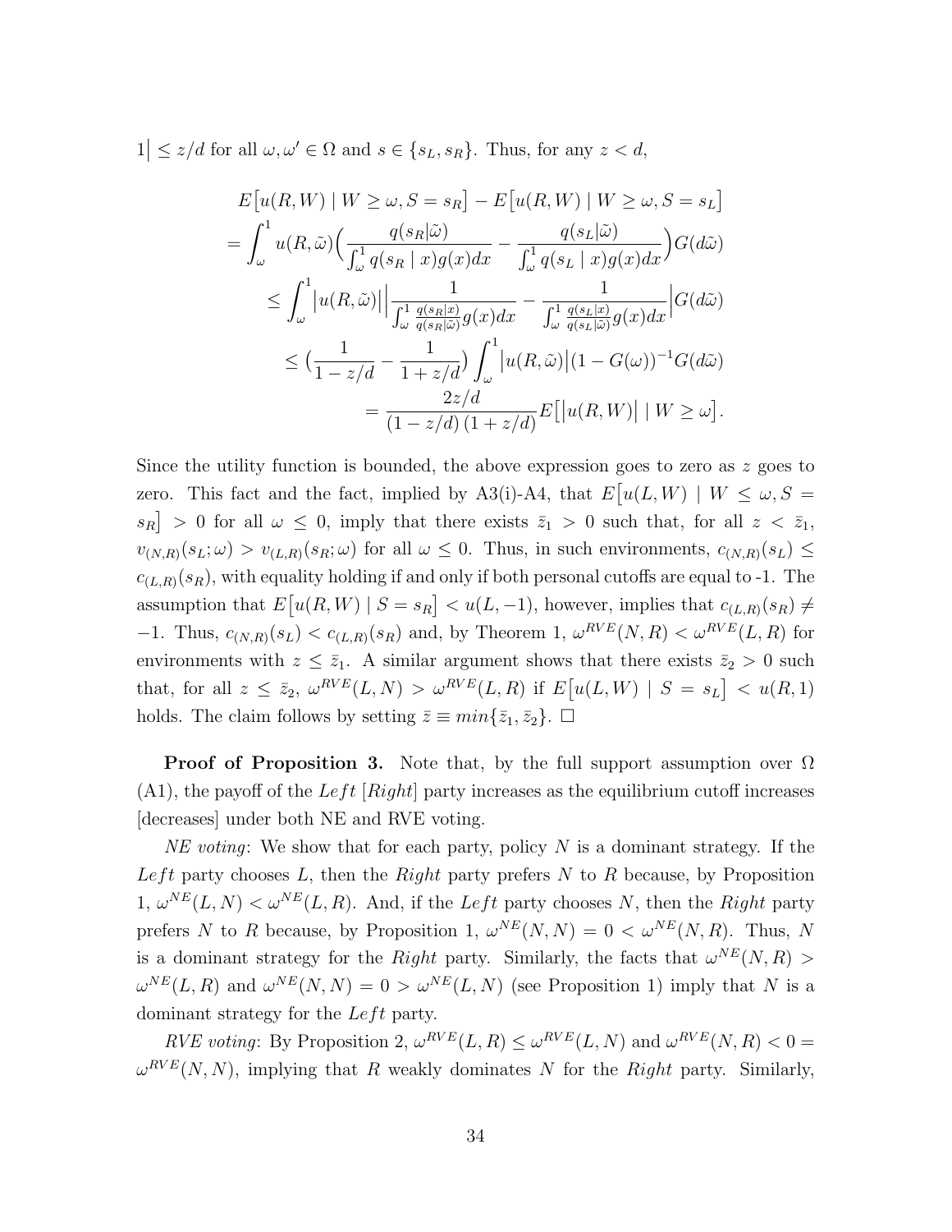$1\big| \leq z/d$ for all $\omega, \omega' \in \Omega$ and $s \in \{s_L, s_R\}$. Thus, for any $z < d$,

$$
\begin{aligned}
&E\big[u(R,W) \mid W \geq \omega, S = s_R\big] - E\big[u(R,W) \mid W \geq \omega, S = s_L\big] \\
&= \int_\omega^1 u(R,\tilde{\omega})\Big(\frac{q(s_R|\tilde{\omega})}{\int_\omega^1 q(s_R \mid x)g(x)dx} - \frac{q(s_L|\tilde{\omega})}{\int_\omega^1 q(s_L \mid x)g(x)dx}\Big)G(d\tilde{\omega}) \\
&\quad \leq \int_\omega^1 \big|u(R,\tilde{\omega})\big| \Big| \frac{1}{\int_\omega^1 \frac{q(s_R|x)}{q(s_R|\tilde{\omega})}g(x)dx} - \frac{1}{\int_\omega^1 \frac{q(s_L|x)}{q(s_L|\tilde{\omega})}g(x)dx}\Big| G(d\tilde{\omega}) \\
&\quad \leq \big(\frac{1}{1-z/d} - \frac{1}{1+z/d}\big)\int_\omega^1 \big|u(R,\tilde{\omega})\big|(1-G(\omega))^{-1}G(d\tilde{\omega}) \\
&\quad = \frac{2z/d}{(1-z/d)\,(1+z/d)} E\big[\big|u(R,W)\big| \mid W \geq \omega\big].
\end{aligned}
$$

Since the utility function is bounded, the above expression goes to zero as $z$ goes to zero. This fact and the fact, implied by A3(i)-A4, that $E\big[u(L,W) \mid W \leq \omega, S = s_R\big] > 0$ for all $\omega \leq 0$, imply that there exists $\bar{z}_1 > 0$ such that, for all $z < \bar{z}_1$, $v_{(N,R)}(s_L;\omega) > v_{(L,R)}(s_R;\omega)$ for all $\omega \leq 0$. Thus, in such environments, $c_{(N,R)}(s_L) \leq c_{(L,R)}(s_R)$, with equality holding if and only if both personal cutoffs are equal to -1. The assumption that $E\big[u(R,W) \mid S = s_R\big] < u(L,-1)$, however, implies that $c_{(L,R)}(s_R) \neq -1$. Thus, $c_{(N,R)}(s_L) < c_{(L,R)}(s_R)$ and, by Theorem 1, $\omega^{RVE}(N,R) < \omega^{RVE}(L,R)$ for environments with $z \leq \bar{z}_1$. A similar argument shows that there exists $\bar{z}_2 > 0$ such that, for all $z \leq \bar{z}_2$, $\omega^{RVE}(L,N) > \omega^{RVE}(L,R)$ if $E\big[u(L,W) \mid S = s_L\big] < u(R,1)$ holds. The claim follows by setting $\bar{z} \equiv min\{\bar{z}_1, \bar{z}_2\}$. $\square$

**Proof of Proposition 3.** Note that, by the full support assumption over $\Omega$ (A1), the payoff of the *Left* [*Right*] party increases as the equilibrium cutoff increases [decreases] under both NE and RVE voting.

*NE voting*: We show that for each party, policy $N$ is a dominant strategy. If the *Left* party chooses $L$, then the *Right* party prefers $N$ to $R$ because, by Proposition 1, $\omega^{NE}(L,N) < \omega^{NE}(L,R)$. And, if the *Left* party chooses $N$, then the *Right* party prefers $N$ to $R$ because, by Proposition 1, $\omega^{NE}(N,N) = 0 < \omega^{NE}(N,R)$. Thus, $N$ is a dominant strategy for the *Right* party. Similarly, the facts that $\omega^{NE}(N,R) > \omega^{NE}(L,R)$ and $\omega^{NE}(N,N) = 0 > \omega^{NE}(L,N)$ (see Proposition 1) imply that $N$ is a dominant strategy for the *Left* party.

*RVE voting*: By Proposition 2, $\omega^{RVE}(L,R) \leq \omega^{RVE}(L,N)$ and $\omega^{RVE}(N,R) < 0 = \omega^{RVE}(N,N)$, implying that $R$ weakly dominates $N$ for the *Right* party. Similarly,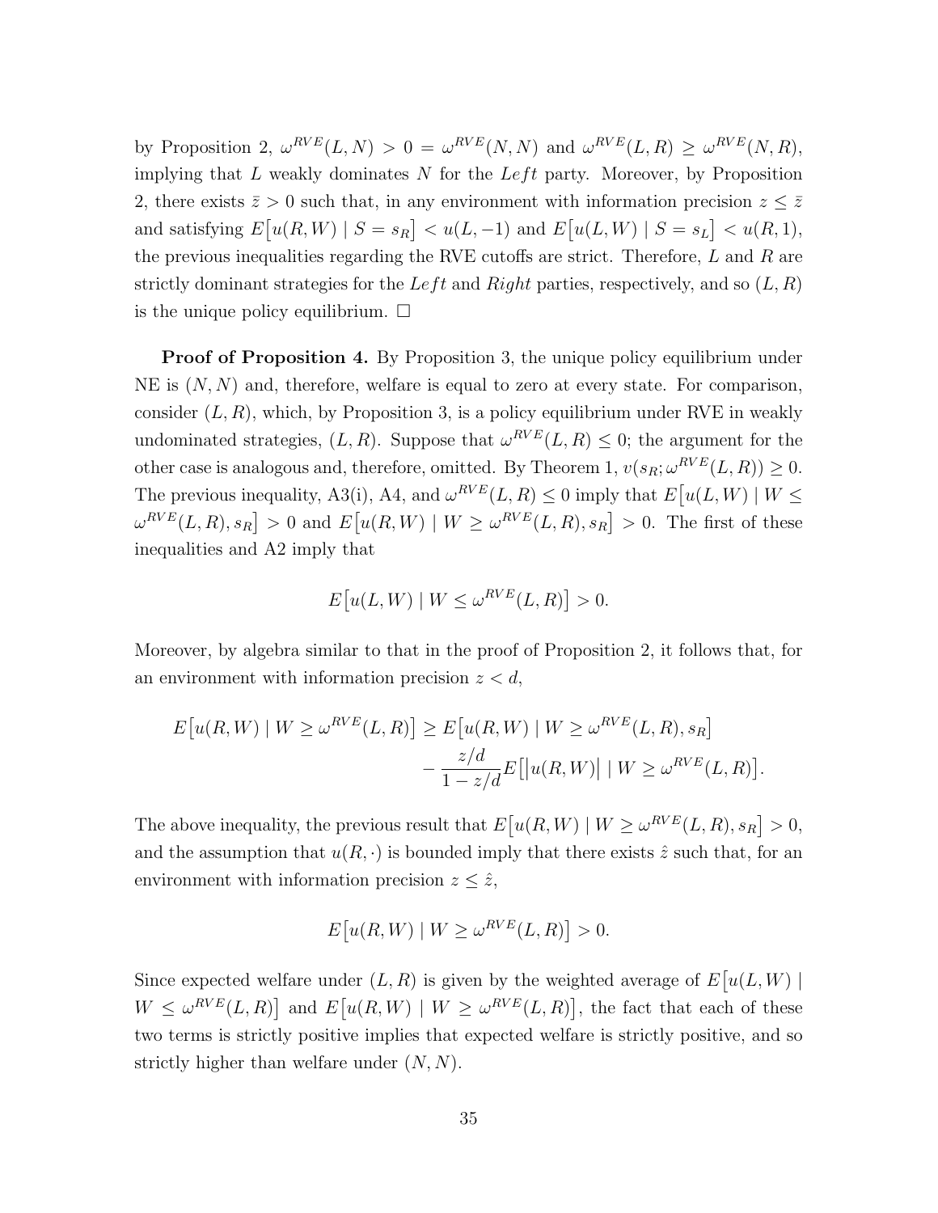by Proposition 2, $\omega^{RVE}(L,N) > 0 = \omega^{RVE}(N,N)$ and $\omega^{RVE}(L,R) \geq \omega^{RVE}(N,R)$, implying that $L$ weakly dominates $N$ for the $Left$ party. Moreover, by Proposition 2, there exists $\bar{z} > 0$ such that, in any environment with information precision $z \leq \bar{z}$ and satisfying $E\big[u(R,W) \mid S = s_R\big] < u(L,-1)$ and $E\big[u(L,W) \mid S = s_L\big] < u(R,1)$, the previous inequalities regarding the RVE cutoffs are strict. Therefore, $L$ and $R$ are strictly dominant strategies for the $Left$ and $Right$ parties, respectively, and so $(L,R)$ is the unique policy equilibrium. $\square$

**Proof of Proposition 4.** By Proposition 3, the unique policy equilibrium under NE is $(N,N)$ and, therefore, welfare is equal to zero at every state. For comparison, consider $(L,R)$, which, by Proposition 3, is a policy equilibrium under RVE in weakly undominated strategies, $(L,R)$. Suppose that $\omega^{RVE}(L,R) \leq 0$; the argument for the other case is analogous and, therefore, omitted. By Theorem 1, $v(s_R; \omega^{RVE}(L,R)) \geq 0$. The previous inequality, A3(i), A4, and $\omega^{RVE}(L,R) \leq 0$ imply that $E\big[u(L,W) \mid W \leq \omega^{RVE}(L,R), s_R\big] > 0$ and $E\big[u(R,W) \mid W \geq \omega^{RVE}(L,R), s_R\big] > 0$. The first of these inequalities and A2 imply that

$$E\big[u(L,W) \mid W \leq \omega^{RVE}(L,R)\big] > 0.$$

Moreover, by algebra similar to that in the proof of Proposition 2, it follows that, for an environment with information precision $z < d$,

$$E\big[u(R,W) \mid W \geq \omega^{RVE}(L,R)\big] \geq E\big[u(R,W) \mid W \geq \omega^{RVE}(L,R), s_R\big] - \frac{z/d}{1 - z/d} E\big[\big|u(R,W)\big| \mid W \geq \omega^{RVE}(L,R)\big].$$

The above inequality, the previous result that $E\big[u(R,W) \mid W \geq \omega^{RVE}(L,R), s_R\big] > 0$, and the assumption that $u(R,\cdot)$ is bounded imply that there exists $\hat{z}$ such that, for an environment with information precision $z \leq \hat{z}$,

$$E\big[u(R,W) \mid W \geq \omega^{RVE}(L,R)\big] > 0.$$

Since expected welfare under $(L,R)$ is given by the weighted average of $E\big[u(L,W) \mid W \leq \omega^{RVE}(L,R)\big]$ and $E\big[u(R,W) \mid W \geq \omega^{RVE}(L,R)\big]$, the fact that each of these two terms is strictly positive implies that expected welfare is strictly positive, and so strictly higher than welfare under $(N,N)$.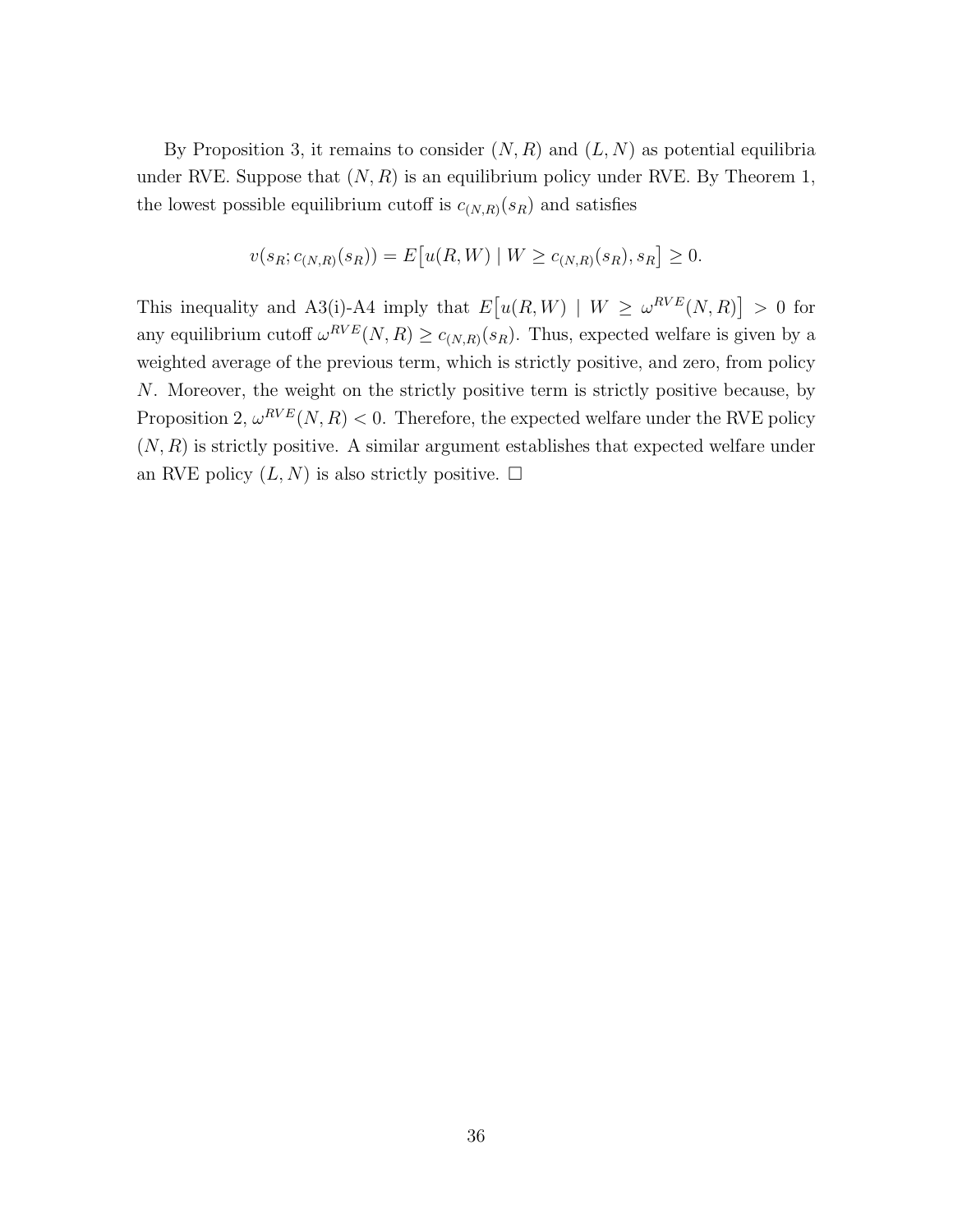By Proposition 3, it remains to consider $(N, R)$ and $(L, N)$ as potential equilibria under RVE. Suppose that $(N, R)$ is an equilibrium policy under RVE. By Theorem 1, the lowest possible equilibrium cutoff is $c_{(N,R)}(s_R)$ and satisfies

$$v(s_R; c_{(N,R)}(s_R)) = E\big[u(R, W) \mid W \geq c_{(N,R)}(s_R), s_R\big] \geq 0.$$

This inequality and A3(i)-A4 imply that $E\big[u(R, W) \mid W \geq \omega^{RVE}(N, R)\big] > 0$ for any equilibrium cutoff $\omega^{RVE}(N, R) \geq c_{(N,R)}(s_R)$. Thus, expected welfare is given by a weighted average of the previous term, which is strictly positive, and zero, from policy $N$. Moreover, the weight on the strictly positive term is strictly positive because, by Proposition 2, $\omega^{RVE}(N, R) < 0$. Therefore, the expected welfare under the RVE policy $(N, R)$ is strictly positive. A similar argument establishes that expected welfare under an RVE policy $(L, N)$ is also strictly positive. □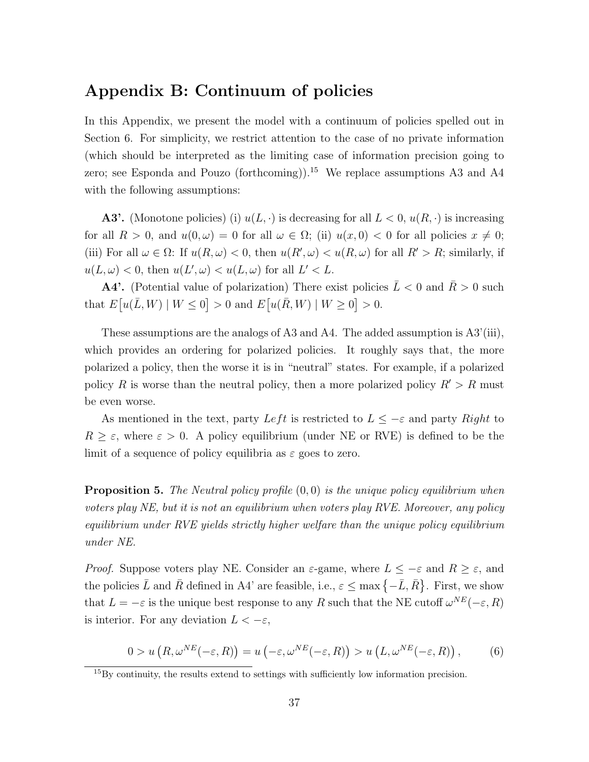## Appendix B: Continuum of policies

In this Appendix, we present the model with a continuum of policies spelled out in Section 6. For simplicity, we restrict attention to the case of no private information (which should be interpreted as the limiting case of information precision going to zero; see Esponda and Pouzo (forthcoming)).[15] We replace assumptions A3 and A4 with the following assumptions:

**A3'.** (Monotone policies) (i) $u(L, \cdot)$ is decreasing for all $L < 0$, $u(R, \cdot)$ is increasing for all $R > 0$, and $u(0, \omega) = 0$ for all $\omega \in \Omega$; (ii) $u(x, 0) < 0$ for all policies $x \neq 0$; (iii) For all $\omega \in \Omega$: If $u(R, \omega) < 0$, then $u(R', \omega) < u(R, \omega)$ for all $R' > R$; similarly, if $u(L, \omega) < 0$, then $u(L', \omega) < u(L, \omega)$ for all $L' < L$.

**A4'.** (Potential value of polarization) There exist policies $\bar{L} < 0$ and $\bar{R} > 0$ such that $E\left[u(\bar{L}, W) \mid W \leq 0\right] > 0$ and $E\left[u(\bar{R}, W) \mid W \geq 0\right] > 0$.

These assumptions are the analogs of A3 and A4. The added assumption is A3'(iii), which provides an ordering for polarized policies. It roughly says that, the more polarized a policy, then the worse it is in "neutral" states. For example, if a polarized policy $R$ is worse than the neutral policy, then a more polarized policy $R' > R$ must be even worse.

As mentioned in the text, party *Left* is restricted to $L \leq -\varepsilon$ and party *Right* to $R \geq \varepsilon$, where $\varepsilon > 0$. A policy equilibrium (under NE or RVE) is defined to be the limit of a sequence of policy equilibria as $\varepsilon$ goes to zero.

**Proposition 5.** *The Neutral policy profile $(0, 0)$ is the unique policy equilibrium when voters play NE, but it is not an equilibrium when voters play RVE. Moreover, any policy equilibrium under RVE yields strictly higher welfare than the unique policy equilibrium under NE.*

*Proof.* Suppose voters play NE. Consider an $\varepsilon$-game, where $L \leq -\varepsilon$ and $R \geq \varepsilon$, and the policies $\bar{L}$ and $\bar{R}$ defined in A4' are feasible, i.e., $\varepsilon \leq \max\left\{-\bar{L}, \bar{R}\right\}$. First, we show that $L = -\varepsilon$ is the unique best response to any $R$ such that the NE cutoff $\omega^{NE}(-\varepsilon, R)$ is interior. For any deviation $L < -\varepsilon$,

$$0 > u\left(R, \omega^{NE}(-\varepsilon, R)\right) = u\left(-\varepsilon, \omega^{NE}(-\varepsilon, R)\right) > u\left(L, \omega^{NE}(-\varepsilon, R)\right), \qquad (6)$$

[15] By continuity, the results extend to settings with sufficiently low information precision.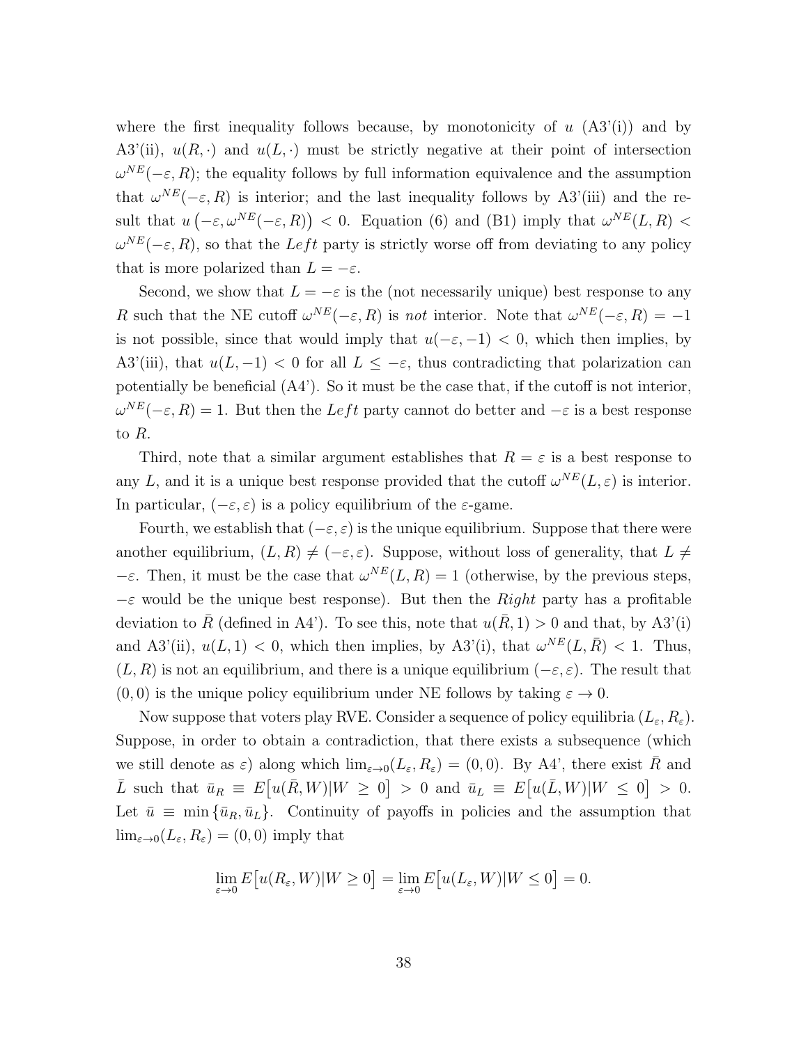where the first inequality follows because, by monotonicity of $u$ (A3'(i)) and by A3'(ii), $u(R,\cdot)$ and $u(L,\cdot)$ must be strictly negative at their point of intersection $\omega^{NE}(-\varepsilon, R)$; the equality follows by full information equivalence and the assumption that $\omega^{NE}(-\varepsilon, R)$ is interior; and the last inequality follows by A3'(iii) and the result that $u\left(-\varepsilon, \omega^{NE}(-\varepsilon, R)\right) < 0$. Equation (6) and (B1) imply that $\omega^{NE}(L,R) < \omega^{NE}(-\varepsilon, R)$, so that the *Left* party is strictly worse off from deviating to any policy that is more polarized than $L = -\varepsilon$.

Second, we show that $L = -\varepsilon$ is the (not necessarily unique) best response to any $R$ such that the NE cutoff $\omega^{NE}(-\varepsilon, R)$ is *not* interior. Note that $\omega^{NE}(-\varepsilon, R) = -1$ is not possible, since that would imply that $u(-\varepsilon, -1) < 0$, which then implies, by A3'(iii), that $u(L, -1) < 0$ for all $L \leq -\varepsilon$, thus contradicting that polarization can potentially be beneficial (A4'). So it must be the case that, if the cutoff is not interior, $\omega^{NE}(-\varepsilon, R) = 1$. But then the *Left* party cannot do better and $-\varepsilon$ is a best response to $R$.

Third, note that a similar argument establishes that $R = \varepsilon$ is a best response to any $L$, and it is a unique best response provided that the cutoff $\omega^{NE}(L, \varepsilon)$ is interior. In particular, $(-\varepsilon, \varepsilon)$ is a policy equilibrium of the $\varepsilon$-game.

Fourth, we establish that $(-\varepsilon, \varepsilon)$ is the unique equilibrium. Suppose that there were another equilibrium, $(L, R) \neq (-\varepsilon, \varepsilon)$. Suppose, without loss of generality, that $L \neq -\varepsilon$. Then, it must be the case that $\omega^{NE}(L,R) = 1$ (otherwise, by the previous steps, $-\varepsilon$ would be the unique best response). But then the *Right* party has a profitable deviation to $\bar{R}$ (defined in A4'). To see this, note that $u(\bar{R}, 1) > 0$ and that, by A3'(i) and A3'(ii), $u(L, 1) < 0$, which then implies, by A3'(i), that $\omega^{NE}(L, \bar{R}) < 1$. Thus, $(L, R)$ is not an equilibrium, and there is a unique equilibrium $(-\varepsilon, \varepsilon)$. The result that $(0,0)$ is the unique policy equilibrium under NE follows by taking $\varepsilon \to 0$.

Now suppose that voters play RVE. Consider a sequence of policy equilibria $(L_\varepsilon, R_\varepsilon)$. Suppose, in order to obtain a contradiction, that there exists a subsequence (which we still denote as $\varepsilon$) along which $\lim_{\varepsilon \to 0}(L_\varepsilon, R_\varepsilon) = (0,0)$. By A4', there exist $\bar{R}$ and $\bar{L}$ such that $\bar{u}_R \equiv E\big[u(\bar{R}, W) | W \geq 0\big] > 0$ and $\bar{u}_L \equiv E\big[u(\bar{L}, W) | W \leq 0\big] > 0$. Let $\bar{u} \equiv \min\{\bar{u}_R, \bar{u}_L\}$. Continuity of payoffs in policies and the assumption that $\lim_{\varepsilon \to 0}(L_\varepsilon, R_\varepsilon) = (0,0)$ imply that

$$\lim_{\varepsilon \to 0} E\big[u(R_\varepsilon, W) | W \geq 0\big] = \lim_{\varepsilon \to 0} E\big[u(L_\varepsilon, W) | W \leq 0\big] = 0.$$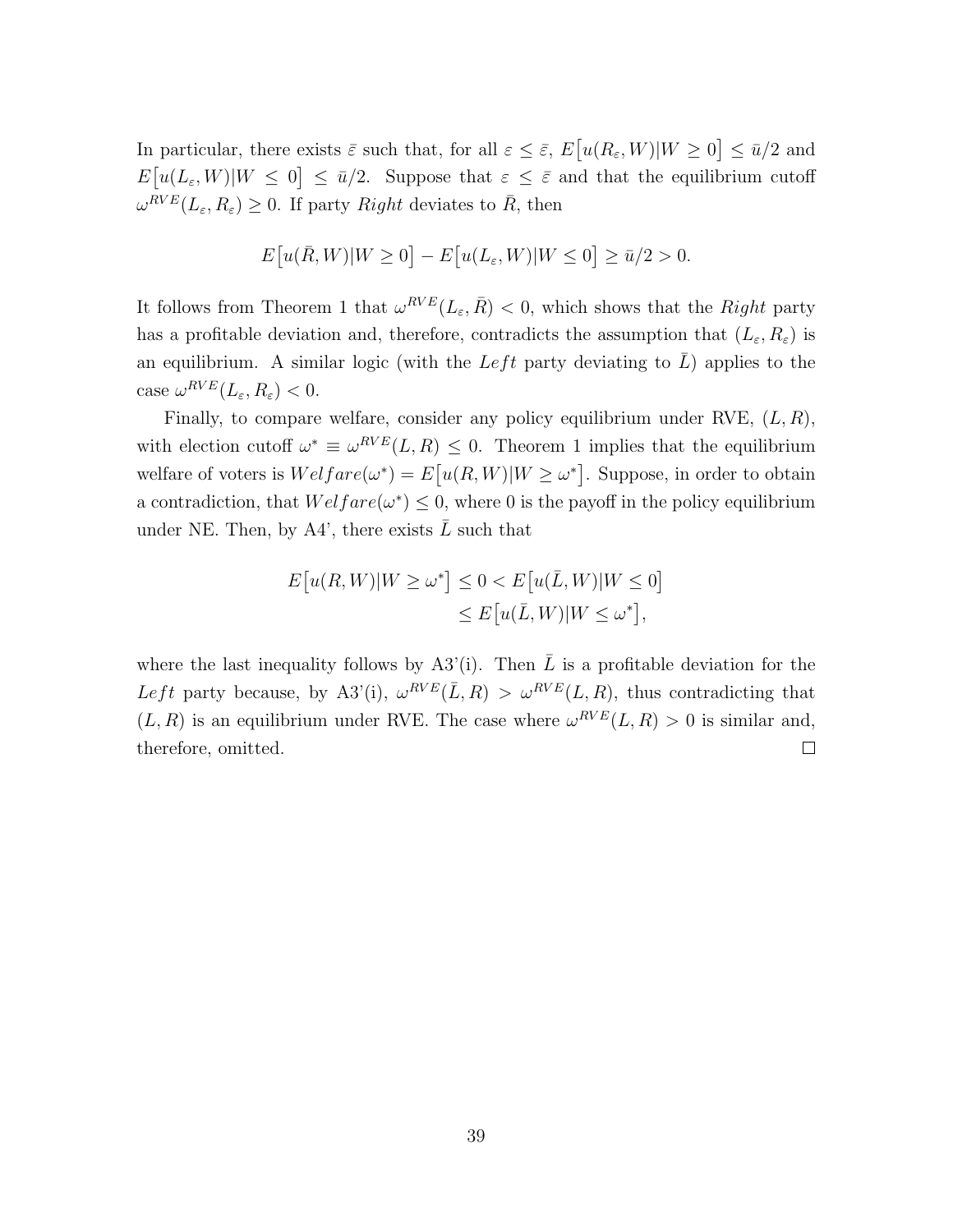In particular, there exists $\bar{\varepsilon}$ such that, for all $\varepsilon \leq \bar{\varepsilon}$, $E\big[u(R_\varepsilon, W)|W \geq 0\big] \leq \bar{u}/2$ and $E\big[u(L_\varepsilon, W)|W \leq 0\big] \leq \bar{u}/2$. Suppose that $\varepsilon \leq \bar{\varepsilon}$ and that the equilibrium cutoff $\omega^{RVE}(L_\varepsilon, R_\varepsilon) \geq 0$. If party *Right* deviates to $\bar{R}$, then

$$E\big[u(\bar{R}, W)|W \geq 0\big] - E\big[u(L_\varepsilon, W)|W \leq 0\big] \geq \bar{u}/2 > 0.$$

It follows from Theorem 1 that $\omega^{RVE}(L_\varepsilon, \bar{R}) < 0$, which shows that the *Right* party has a profitable deviation and, therefore, contradicts the assumption that $(L_\varepsilon, R_\varepsilon)$ is an equilibrium. A similar logic (with the *Left* party deviating to $\bar{L}$) applies to the case $\omega^{RVE}(L_\varepsilon, R_\varepsilon) < 0$.

Finally, to compare welfare, consider any policy equilibrium under RVE, $(L, R)$, with election cutoff $\omega^* \equiv \omega^{RVE}(L, R) \leq 0$. Theorem 1 implies that the equilibrium welfare of voters is $Welfare(\omega^*) = E\big[u(R, W)|W \geq \omega^*\big]$. Suppose, in order to obtain a contradiction, that $Welfare(\omega^*) \leq 0$, where 0 is the payoff in the policy equilibrium under NE. Then, by A4', there exists $\bar{L}$ such that

$$\begin{aligned} E\big[u(R, W)|W \geq \omega^*\big] &\leq 0 < E\big[u(\bar{L}, W)|W \leq 0\big] \\ &\leq E\big[u(\bar{L}, W)|W \leq \omega^*\big], \end{aligned}$$

where the last inequality follows by A3'(i). Then $\bar{L}$ is a profitable deviation for the *Left* party because, by A3'(i), $\omega^{RVE}(\bar{L}, R) > \omega^{RVE}(L, R)$, thus contradicting that $(L, R)$ is an equilibrium under RVE. The case where $\omega^{RVE}(L, R) > 0$ is similar and, therefore, omitted. □